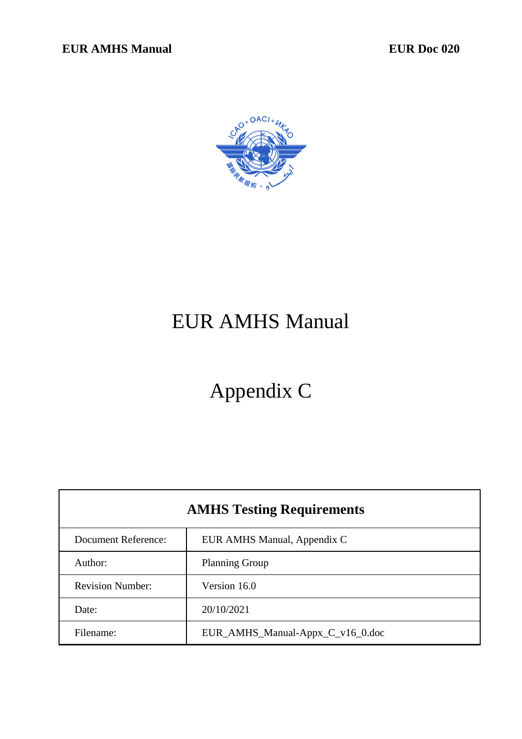# EUR AMHS Manual

# Appendix C

| AMHS Testing Requirements | |
|---|---|
| Document Reference: | EUR AMHS Manual, Appendix C |
| Author: | Planning Group |
| Revision Number: | Version 16.0 |
| Date: | 20/10/2021 |
| Filename: | EUR_AMHS_Manual-Appx_C_v16_0.doc |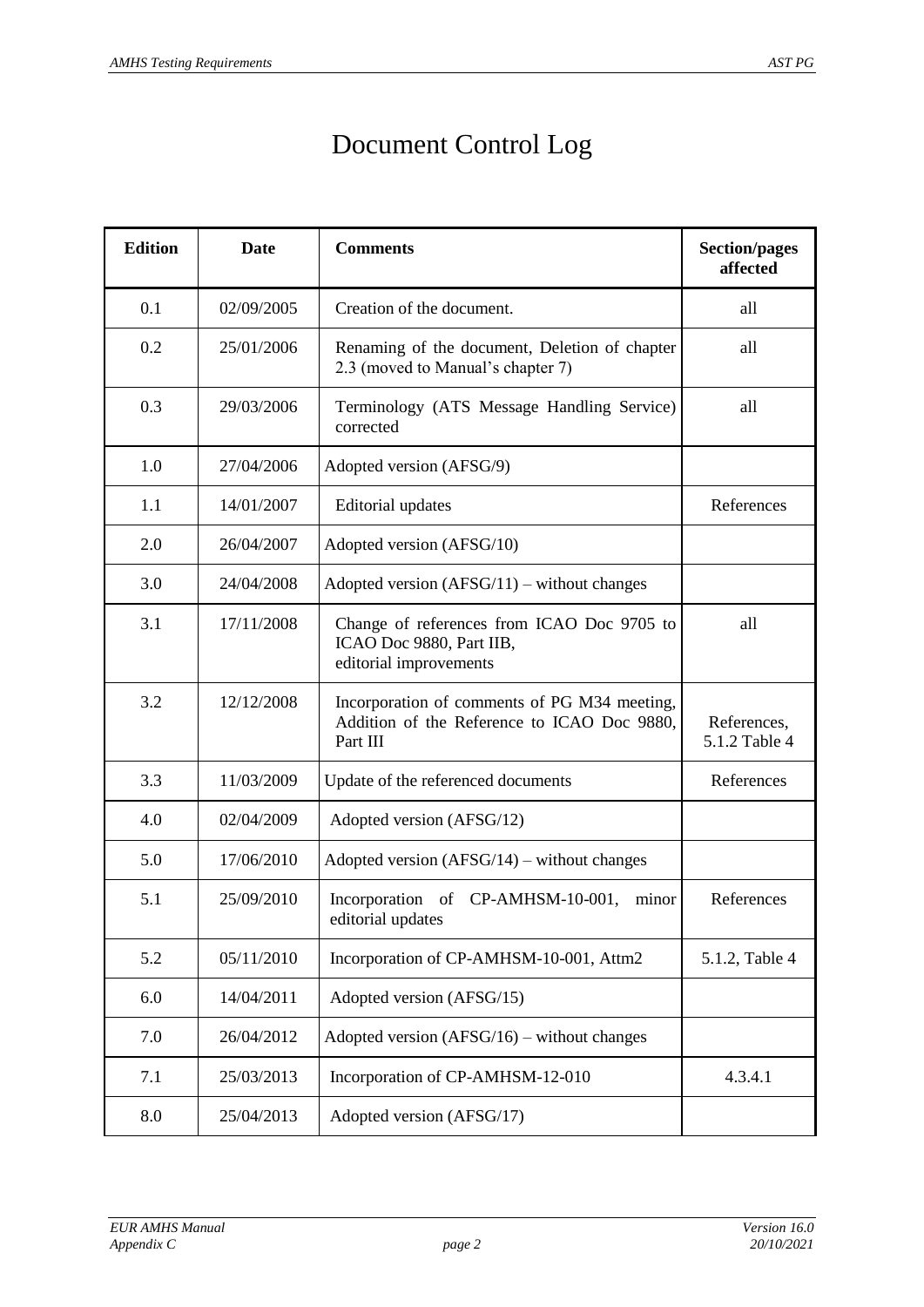# Document Control Log

| Edition | Date | Comments | Section/pages affected |
|---|---|---|---|
| 0.1 | 02/09/2005 | Creation of the document. | all |
| 0.2 | 25/01/2006 | Renaming of the document, Deletion of chapter 2.3 (moved to Manual's chapter 7) | all |
| 0.3 | 29/03/2006 | Terminology (ATS Message Handling Service) corrected | all |
| 1.0 | 27/04/2006 | Adopted version (AFSG/9) | |
| 1.1 | 14/01/2007 | Editorial updates | References |
| 2.0 | 26/04/2007 | Adopted version (AFSG/10) | |
| 3.0 | 24/04/2008 | Adopted version (AFSG/11) – without changes | |
| 3.1 | 17/11/2008 | Change of references from ICAO Doc 9705 to ICAO Doc 9880, Part IIB, editorial improvements | all |
| 3.2 | 12/12/2008 | Incorporation of comments of PG M34 meeting, Addition of the Reference to ICAO Doc 9880, Part III | References, 5.1.2 Table 4 |
| 3.3 | 11/03/2009 | Update of the referenced documents | References |
| 4.0 | 02/04/2009 | Adopted version (AFSG/12) | |
| 5.0 | 17/06/2010 | Adopted version (AFSG/14) – without changes | |
| 5.1 | 25/09/2010 | Incorporation of CP-AMHSM-10-001, minor editorial updates | References |
| 5.2 | 05/11/2010 | Incorporation of CP-AMHSM-10-001, Attm2 | 5.1.2, Table 4 |
| 6.0 | 14/04/2011 | Adopted version (AFSG/15) | |
| 7.0 | 26/04/2012 | Adopted version (AFSG/16) – without changes | |
| 7.1 | 25/03/2013 | Incorporation of CP-AMHSM-12-010 | 4.3.4.1 |
| 8.0 | 25/04/2013 | Adopted version (AFSG/17) | |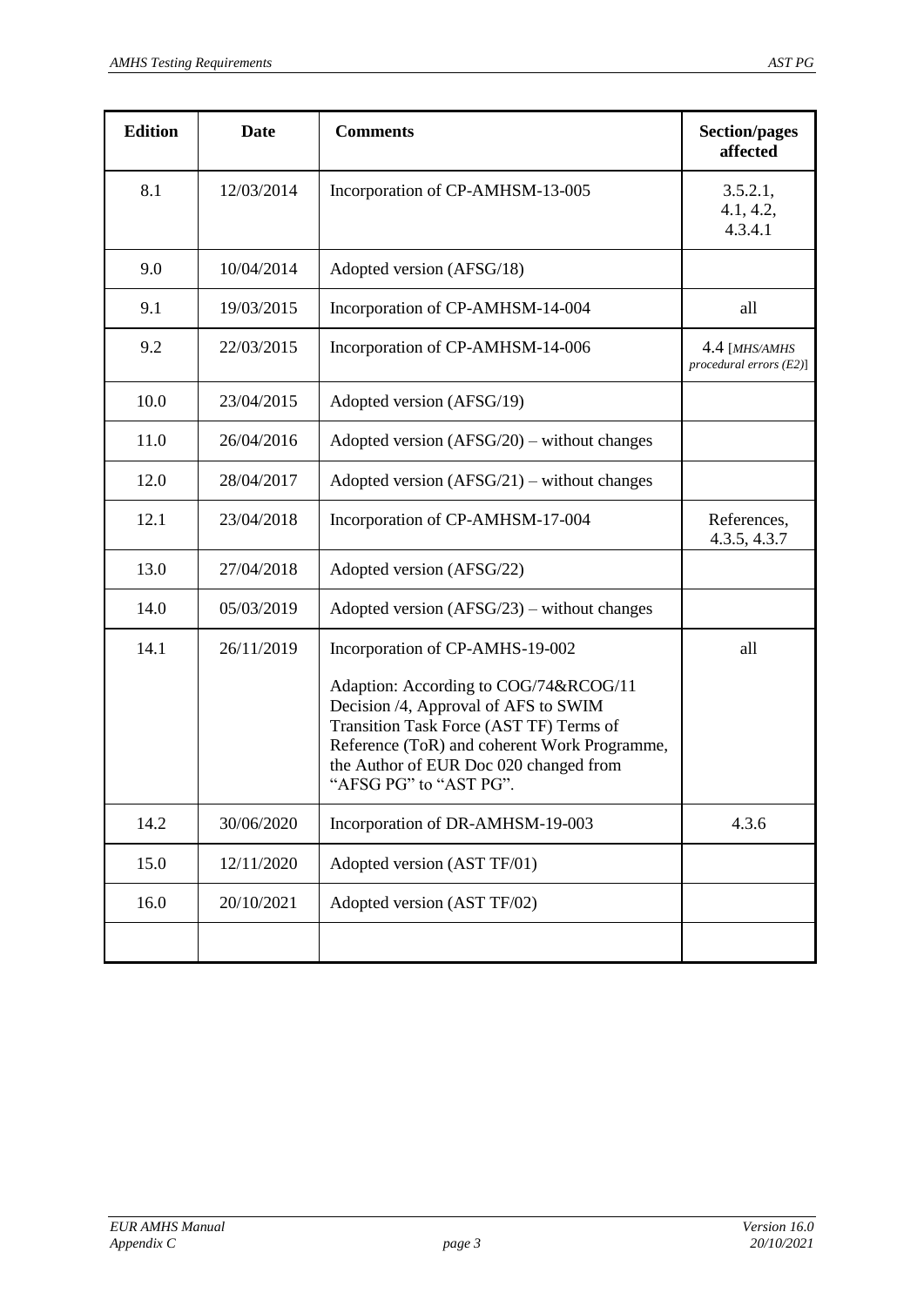| Edition | Date | Comments | Section/pages affected |
| --- | --- | --- | --- |
| 8.1 | 12/03/2014 | Incorporation of CP-AMHSM-13-005 | 3.5.2.1, 4.1, 4.2, 4.3.4.1 |
| 9.0 | 10/04/2014 | Adopted version (AFSG/18) | |
| 9.1 | 19/03/2015 | Incorporation of CP-AMHSM-14-004 | all |
| 9.2 | 22/03/2015 | Incorporation of CP-AMHSM-14-006 | 4.4 [*MHS/AMHS procedural errors (E2)*] |
| 10.0 | 23/04/2015 | Adopted version (AFSG/19) | |
| 11.0 | 26/04/2016 | Adopted version (AFSG/20) – without changes | |
| 12.0 | 28/04/2017 | Adopted version (AFSG/21) – without changes | |
| 12.1 | 23/04/2018 | Incorporation of CP-AMHSM-17-004 | References, 4.3.5, 4.3.7 |
| 13.0 | 27/04/2018 | Adopted version (AFSG/22) | |
| 14.0 | 05/03/2019 | Adopted version (AFSG/23) – without changes | |
| 14.1 | 26/11/2019 | Incorporation of CP-AMHS-19-002<br><br>Adaption: According to COG/74&RCOG/11 Decision /4, Approval of AFS to SWIM Transition Task Force (AST TF) Terms of Reference (ToR) and coherent Work Programme, the Author of EUR Doc 020 changed from "AFSG PG" to "AST PG". | all |
| 14.2 | 30/06/2020 | Incorporation of DR-AMHSM-19-003 | 4.3.6 |
| 15.0 | 12/11/2020 | Adopted version (AST TF/01) | |
| 16.0 | 20/10/2021 | Adopted version (AST TF/02) | |
| | | | |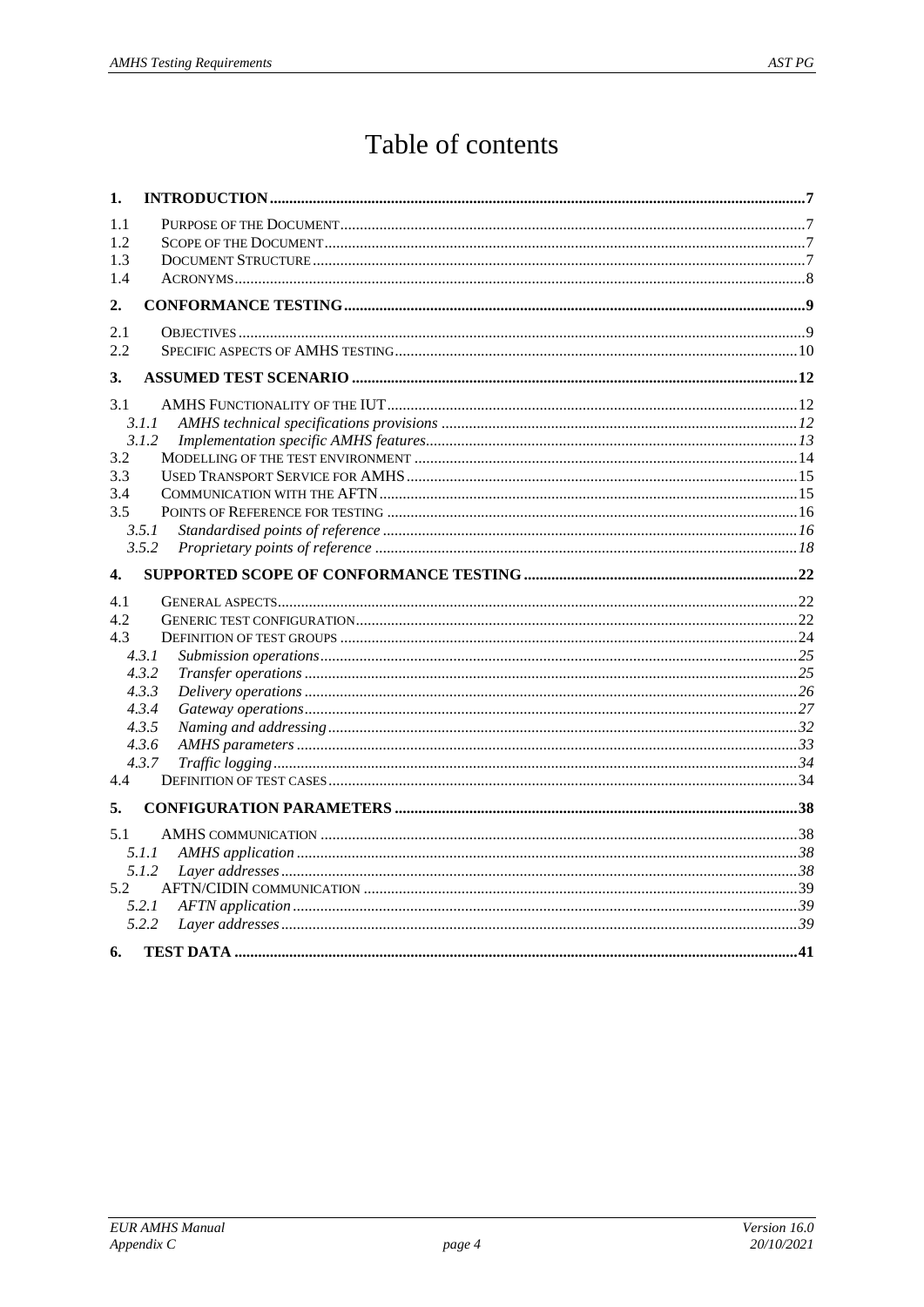# Table of contents

**1. INTRODUCTION** .......... 7

1.1 Purpose of the Document .......... 7
1.2 Scope of the Document .......... 7
1.3 Document Structure .......... 7
1.4 Acronyms .......... 8

**2. CONFORMANCE TESTING** .......... 9

2.1 Objectives .......... 9
2.2 Specific aspects of AMHS testing .......... 10

**3. ASSUMED TEST SCENARIO** .......... 12

3.1 AMHS Functionality of the IUT .......... 12
*3.1.1 AMHS technical specifications provisions* .......... 12
*3.1.2 Implementation specific AMHS features* .......... 13
3.2 Modelling of the test environment .......... 14
3.3 Used Transport Service for AMHS .......... 15
3.4 Communication with the AFTN .......... 15
3.5 Points of Reference for testing .......... 16
*3.5.1 Standardised points of reference* .......... 16
*3.5.2 Proprietary points of reference* .......... 18

**4. SUPPORTED SCOPE OF CONFORMANCE TESTING** .......... 22

4.1 General aspects .......... 22
4.2 Generic test configuration .......... 22
4.3 Definition of test groups .......... 24
*4.3.1 Submission operations* .......... 25
*4.3.2 Transfer operations* .......... 25
*4.3.3 Delivery operations* .......... 26
*4.3.4 Gateway operations* .......... 27
*4.3.5 Naming and addressing* .......... 32
*4.3.6 AMHS parameters* .......... 33
*4.3.7 Traffic logging* .......... 34
4.4 Definition of test cases .......... 34

**5. CONFIGURATION PARAMETERS** .......... 38

5.1 AMHS communication .......... 38
*5.1.1 AMHS application* .......... 38
*5.1.2 Layer addresses* .......... 38
5.2 AFTN/CIDIN communication .......... 39
*5.2.1 AFTN application* .......... 39
*5.2.2 Layer addresses* .......... 39

**6. TEST DATA** .......... 41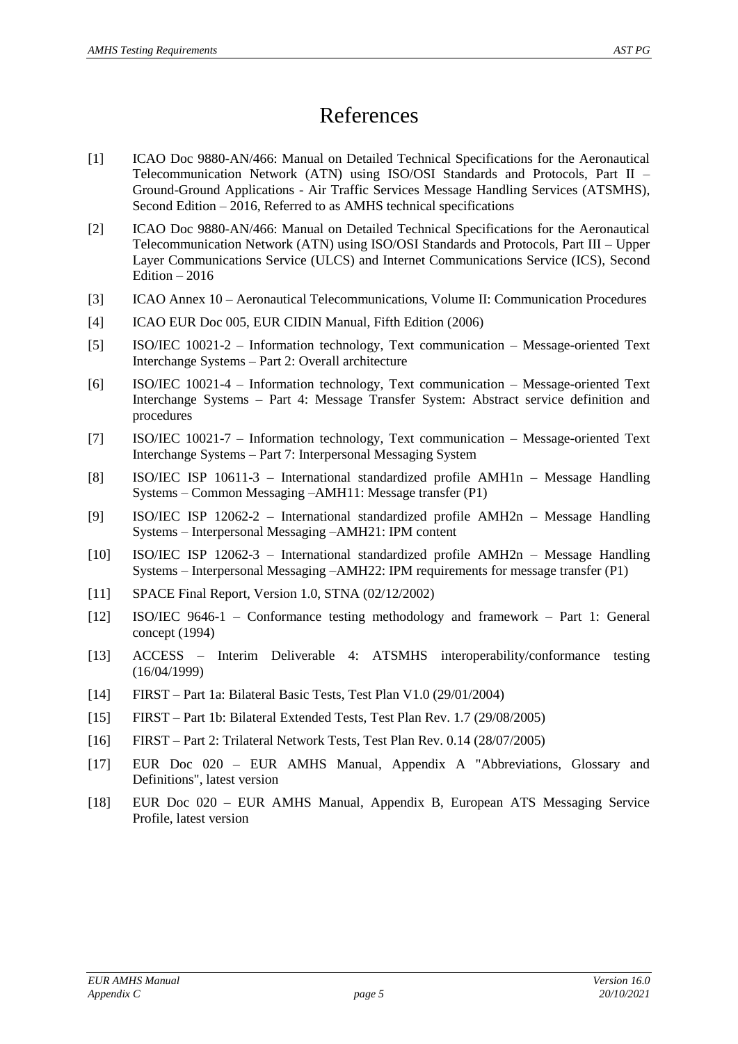# References

[1] ICAO Doc 9880-AN/466: Manual on Detailed Technical Specifications for the Aeronautical Telecommunication Network (ATN) using ISO/OSI Standards and Protocols, Part II – Ground-Ground Applications - Air Traffic Services Message Handling Services (ATSMHS), Second Edition – 2016, Referred to as AMHS technical specifications

[2] ICAO Doc 9880-AN/466: Manual on Detailed Technical Specifications for the Aeronautical Telecommunication Network (ATN) using ISO/OSI Standards and Protocols, Part III – Upper Layer Communications Service (ULCS) and Internet Communications Service (ICS), Second Edition – 2016

[3] ICAO Annex 10 – Aeronautical Telecommunications, Volume II: Communication Procedures

[4] ICAO EUR Doc 005, EUR CIDIN Manual, Fifth Edition (2006)

[5] ISO/IEC 10021-2 – Information technology, Text communication – Message-oriented Text Interchange Systems – Part 2: Overall architecture

[6] ISO/IEC 10021-4 – Information technology, Text communication – Message-oriented Text Interchange Systems – Part 4: Message Transfer System: Abstract service definition and procedures

[7] ISO/IEC 10021-7 – Information technology, Text communication – Message-oriented Text Interchange Systems – Part 7: Interpersonal Messaging System

[8] ISO/IEC ISP 10611-3 – International standardized profile AMH1n – Message Handling Systems – Common Messaging –AMH11: Message transfer (P1)

[9] ISO/IEC ISP 12062-2 – International standardized profile AMH2n – Message Handling Systems – Interpersonal Messaging –AMH21: IPM content

[10] ISO/IEC ISP 12062-3 – International standardized profile AMH2n – Message Handling Systems – Interpersonal Messaging –AMH22: IPM requirements for message transfer (P1)

[11] SPACE Final Report, Version 1.0, STNA (02/12/2002)

[12] ISO/IEC 9646-1 – Conformance testing methodology and framework – Part 1: General concept (1994)

[13] ACCESS – Interim Deliverable 4: ATSMHS interoperability/conformance testing (16/04/1999)

[14] FIRST – Part 1a: Bilateral Basic Tests, Test Plan V1.0 (29/01/2004)

[15] FIRST – Part 1b: Bilateral Extended Tests, Test Plan Rev. 1.7 (29/08/2005)

[16] FIRST – Part 2: Trilateral Network Tests, Test Plan Rev. 0.14 (28/07/2005)

[17] EUR Doc 020 – EUR AMHS Manual, Appendix A "Abbreviations, Glossary and Definitions", latest version

[18] EUR Doc 020 – EUR AMHS Manual, Appendix B, European ATS Messaging Service Profile, latest version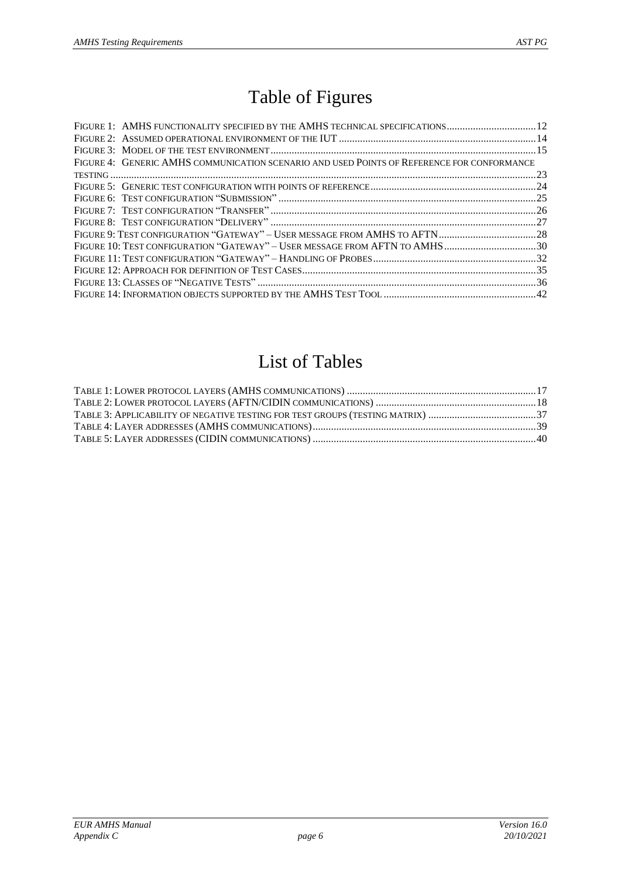# Table of Figures

FIGURE 1: AMHS FUNCTIONALITY SPECIFIED BY THE AMHS TECHNICAL SPECIFICATIONS ..... 12
FIGURE 2: ASSUMED OPERATIONAL ENVIRONMENT OF THE IUT ..... 14
FIGURE 3: MODEL OF THE TEST ENVIRONMENT ..... 15
FIGURE 4: GENERIC AMHS COMMUNICATION SCENARIO AND USED POINTS OF REFERENCE FOR CONFORMANCE TESTING ..... 23
FIGURE 5: GENERIC TEST CONFIGURATION WITH POINTS OF REFERENCE ..... 24
FIGURE 6: TEST CONFIGURATION "SUBMISSION" ..... 25
FIGURE 7: TEST CONFIGURATION "TRANSFER" ..... 26
FIGURE 8: TEST CONFIGURATION "DELIVERY" ..... 27
FIGURE 9: TEST CONFIGURATION "GATEWAY" – USER MESSAGE FROM AMHS TO AFTN ..... 28
FIGURE 10: TEST CONFIGURATION "GATEWAY" – USER MESSAGE FROM AFTN TO AMHS ..... 30
FIGURE 11: TEST CONFIGURATION "GATEWAY" – HANDLING OF PROBES ..... 32
FIGURE 12: APPROACH FOR DEFINITION OF TEST CASES ..... 35
FIGURE 13: CLASSES OF "NEGATIVE TESTS" ..... 36
FIGURE 14: INFORMATION OBJECTS SUPPORTED BY THE AMHS TEST TOOL ..... 42

# List of Tables

TABLE 1: LOWER PROTOCOL LAYERS (AMHS COMMUNICATIONS) ..... 17
TABLE 2: LOWER PROTOCOL LAYERS (AFTN/CIDIN COMMUNICATIONS) ..... 18
TABLE 3: APPLICABILITY OF NEGATIVE TESTING FOR TEST GROUPS (TESTING MATRIX) ..... 37
TABLE 4: LAYER ADDRESSES (AMHS COMMUNICATIONS) ..... 39
TABLE 5: LAYER ADDRESSES (CIDIN COMMUNICATIONS) ..... 40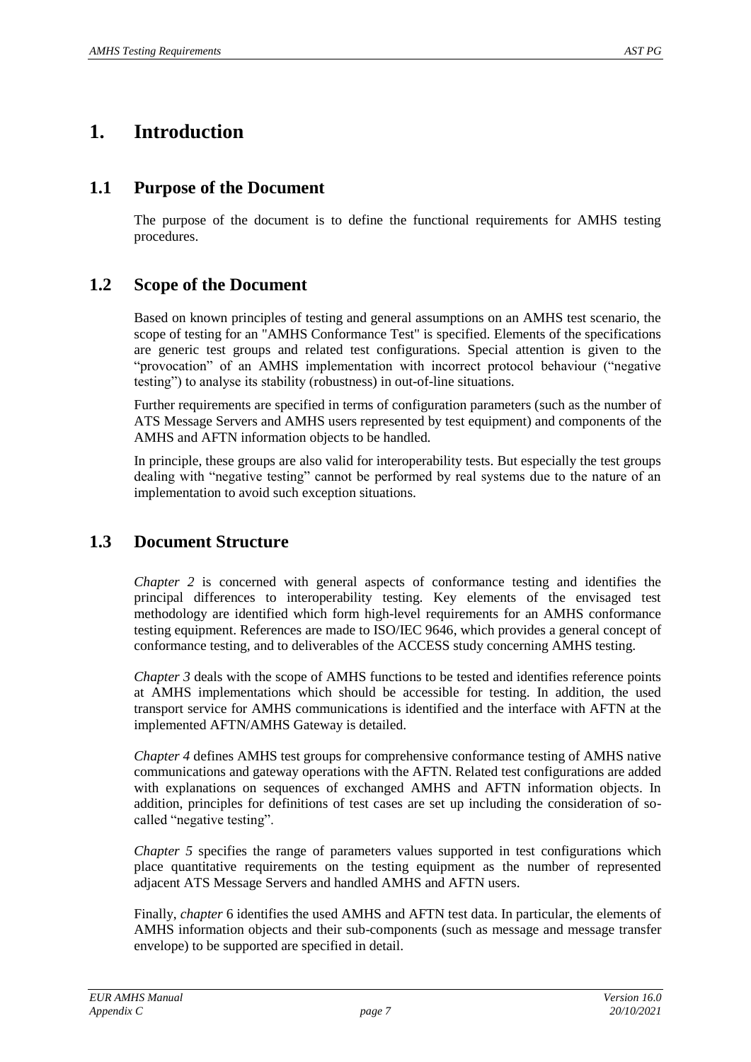# 1. Introduction

## 1.1 Purpose of the Document

The purpose of the document is to define the functional requirements for AMHS testing procedures.

## 1.2 Scope of the Document

Based on known principles of testing and general assumptions on an AMHS test scenario, the scope of testing for an "AMHS Conformance Test" is specified. Elements of the specifications are generic test groups and related test configurations. Special attention is given to the "provocation" of an AMHS implementation with incorrect protocol behaviour ("negative testing") to analyse its stability (robustness) in out-of-line situations.

Further requirements are specified in terms of configuration parameters (such as the number of ATS Message Servers and AMHS users represented by test equipment) and components of the AMHS and AFTN information objects to be handled.

In principle, these groups are also valid for interoperability tests. But especially the test groups dealing with "negative testing" cannot be performed by real systems due to the nature of an implementation to avoid such exception situations.

## 1.3 Document Structure

*Chapter 2* is concerned with general aspects of conformance testing and identifies the principal differences to interoperability testing. Key elements of the envisaged test methodology are identified which form high-level requirements for an AMHS conformance testing equipment. References are made to ISO/IEC 9646, which provides a general concept of conformance testing, and to deliverables of the ACCESS study concerning AMHS testing.

*Chapter 3* deals with the scope of AMHS functions to be tested and identifies reference points at AMHS implementations which should be accessible for testing. In addition, the used transport service for AMHS communications is identified and the interface with AFTN at the implemented AFTN/AMHS Gateway is detailed.

*Chapter 4* defines AMHS test groups for comprehensive conformance testing of AMHS native communications and gateway operations with the AFTN. Related test configurations are added with explanations on sequences of exchanged AMHS and AFTN information objects. In addition, principles for definitions of test cases are set up including the consideration of so-called "negative testing".

*Chapter 5* specifies the range of parameters values supported in test configurations which place quantitative requirements on the testing equipment as the number of represented adjacent ATS Message Servers and handled AMHS and AFTN users.

Finally, *chapter* 6 identifies the used AMHS and AFTN test data. In particular, the elements of AMHS information objects and their sub-components (such as message and message transfer envelope) to be supported are specified in detail.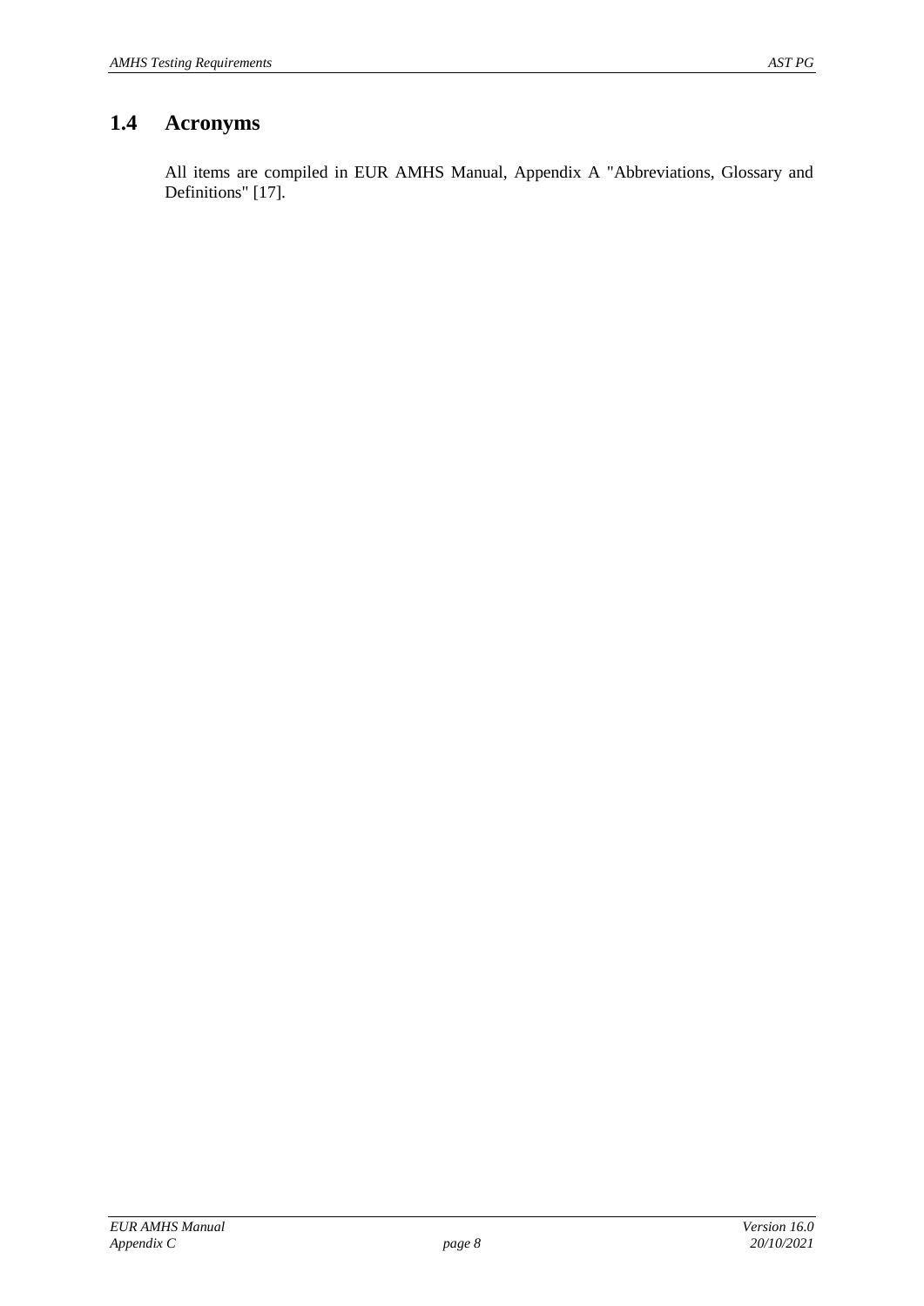## 1.4 Acronyms

All items are compiled in EUR AMHS Manual, Appendix A "Abbreviations, Glossary and Definitions" [17].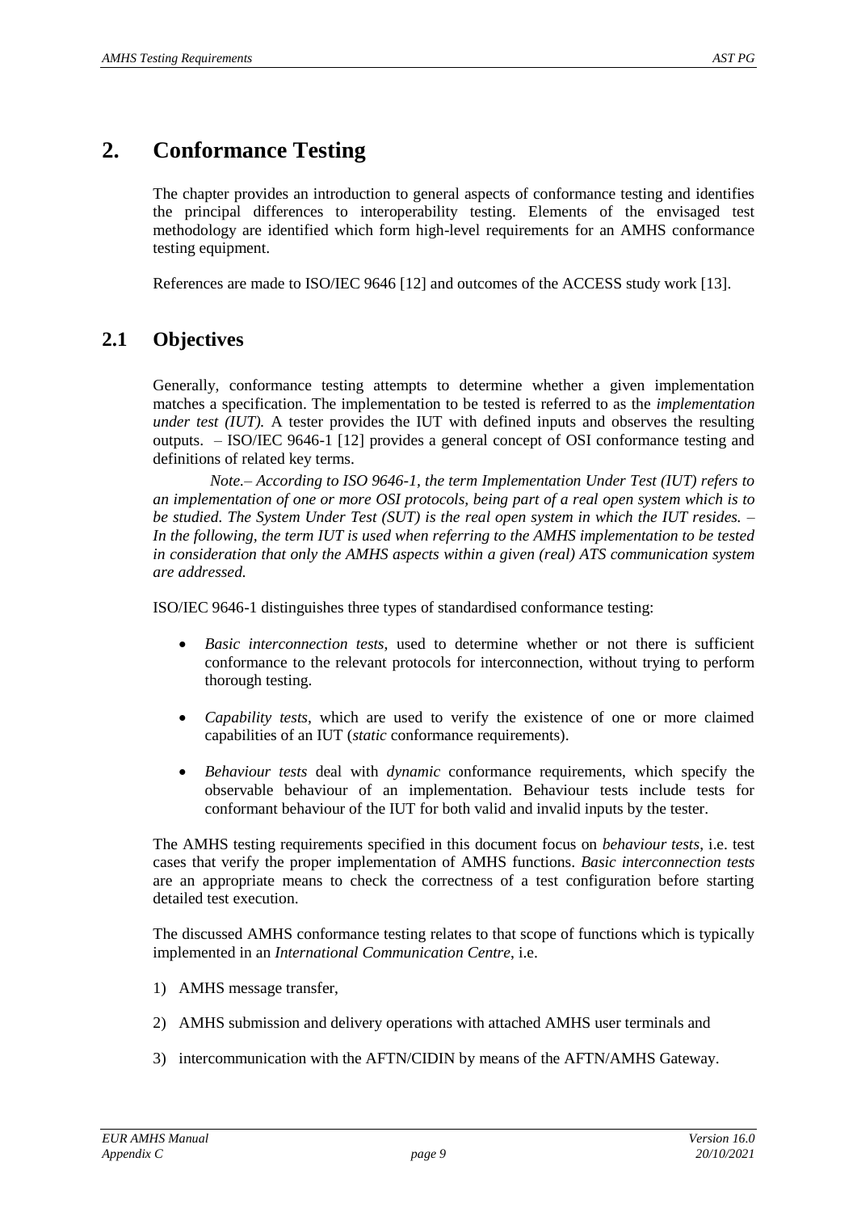# 2. Conformance Testing

The chapter provides an introduction to general aspects of conformance testing and identifies the principal differences to interoperability testing. Elements of the envisaged test methodology are identified which form high-level requirements for an AMHS conformance testing equipment.

References are made to ISO/IEC 9646 [12] and outcomes of the ACCESS study work [13].

## 2.1 Objectives

Generally, conformance testing attempts to determine whether a given implementation matches a specification. The implementation to be tested is referred to as the *implementation under test (IUT).* A tester provides the IUT with defined inputs and observes the resulting outputs. – ISO/IEC 9646-1 [12] provides a general concept of OSI conformance testing and definitions of related key terms.

*Note.– According to ISO 9646-1, the term Implementation Under Test (IUT) refers to an implementation of one or more OSI protocols, being part of a real open system which is to be studied. The System Under Test (SUT) is the real open system in which the IUT resides. – In the following, the term IUT is used when referring to the AMHS implementation to be tested in consideration that only the AMHS aspects within a given (real) ATS communication system are addressed.*

ISO/IEC 9646-1 distinguishes three types of standardised conformance testing:

- *Basic interconnection tests*, used to determine whether or not there is sufficient conformance to the relevant protocols for interconnection, without trying to perform thorough testing.
- *Capability tests*, which are used to verify the existence of one or more claimed capabilities of an IUT (*static* conformance requirements).
- *Behaviour tests* deal with *dynamic* conformance requirements, which specify the observable behaviour of an implementation. Behaviour tests include tests for conformant behaviour of the IUT for both valid and invalid inputs by the tester.

The AMHS testing requirements specified in this document focus on *behaviour tests*, i.e. test cases that verify the proper implementation of AMHS functions. *Basic interconnection tests* are an appropriate means to check the correctness of a test configuration before starting detailed test execution.

The discussed AMHS conformance testing relates to that scope of functions which is typically implemented in an *International Communication Centre*, i.e.

1) AMHS message transfer,
2) AMHS submission and delivery operations with attached AMHS user terminals and
3) intercommunication with the AFTN/CIDIN by means of the AFTN/AMHS Gateway.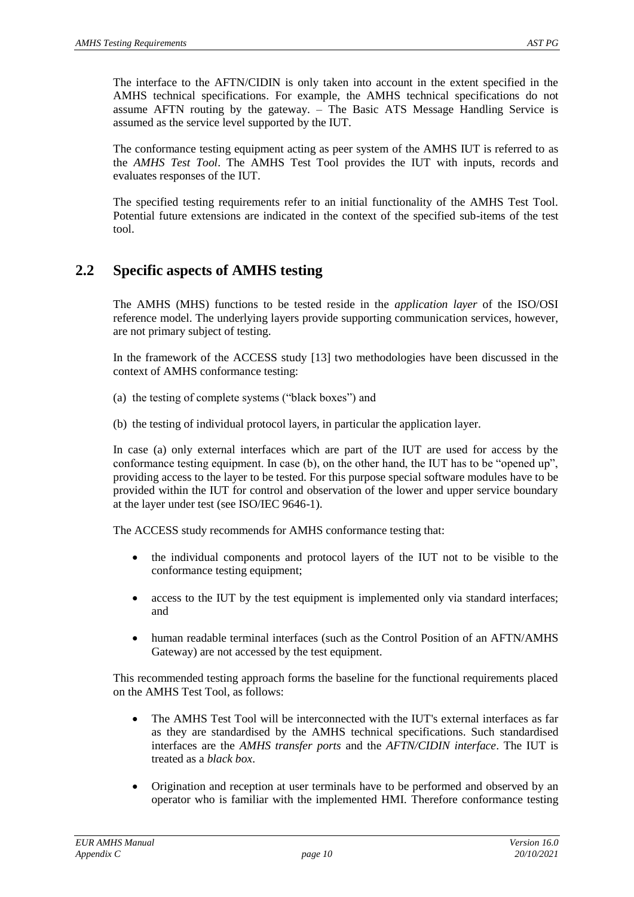The interface to the AFTN/CIDIN is only taken into account in the extent specified in the AMHS technical specifications. For example, the AMHS technical specifications do not assume AFTN routing by the gateway. – The Basic ATS Message Handling Service is assumed as the service level supported by the IUT.

The conformance testing equipment acting as peer system of the AMHS IUT is referred to as the *AMHS Test Tool*. The AMHS Test Tool provides the IUT with inputs, records and evaluates responses of the IUT.

The specified testing requirements refer to an initial functionality of the AMHS Test Tool. Potential future extensions are indicated in the context of the specified sub-items of the test tool.

## 2.2 Specific aspects of AMHS testing

The AMHS (MHS) functions to be tested reside in the *application layer* of the ISO/OSI reference model. The underlying layers provide supporting communication services, however, are not primary subject of testing.

In the framework of the ACCESS study [13] two methodologies have been discussed in the context of AMHS conformance testing:

(a) the testing of complete systems ("black boxes") and

(b) the testing of individual protocol layers, in particular the application layer.

In case (a) only external interfaces which are part of the IUT are used for access by the conformance testing equipment. In case (b), on the other hand, the IUT has to be "opened up", providing access to the layer to be tested. For this purpose special software modules have to be provided within the IUT for control and observation of the lower and upper service boundary at the layer under test (see ISO/IEC 9646-1).

The ACCESS study recommends for AMHS conformance testing that:

- the individual components and protocol layers of the IUT not to be visible to the conformance testing equipment;
- access to the IUT by the test equipment is implemented only via standard interfaces; and
- human readable terminal interfaces (such as the Control Position of an AFTN/AMHS Gateway) are not accessed by the test equipment.

This recommended testing approach forms the baseline for the functional requirements placed on the AMHS Test Tool, as follows:

- The AMHS Test Tool will be interconnected with the IUT's external interfaces as far as they are standardised by the AMHS technical specifications. Such standardised interfaces are the *AMHS transfer ports* and the *AFTN/CIDIN interface*. The IUT is treated as a *black box*.
- Origination and reception at user terminals have to be performed and observed by an operator who is familiar with the implemented HMI. Therefore conformance testing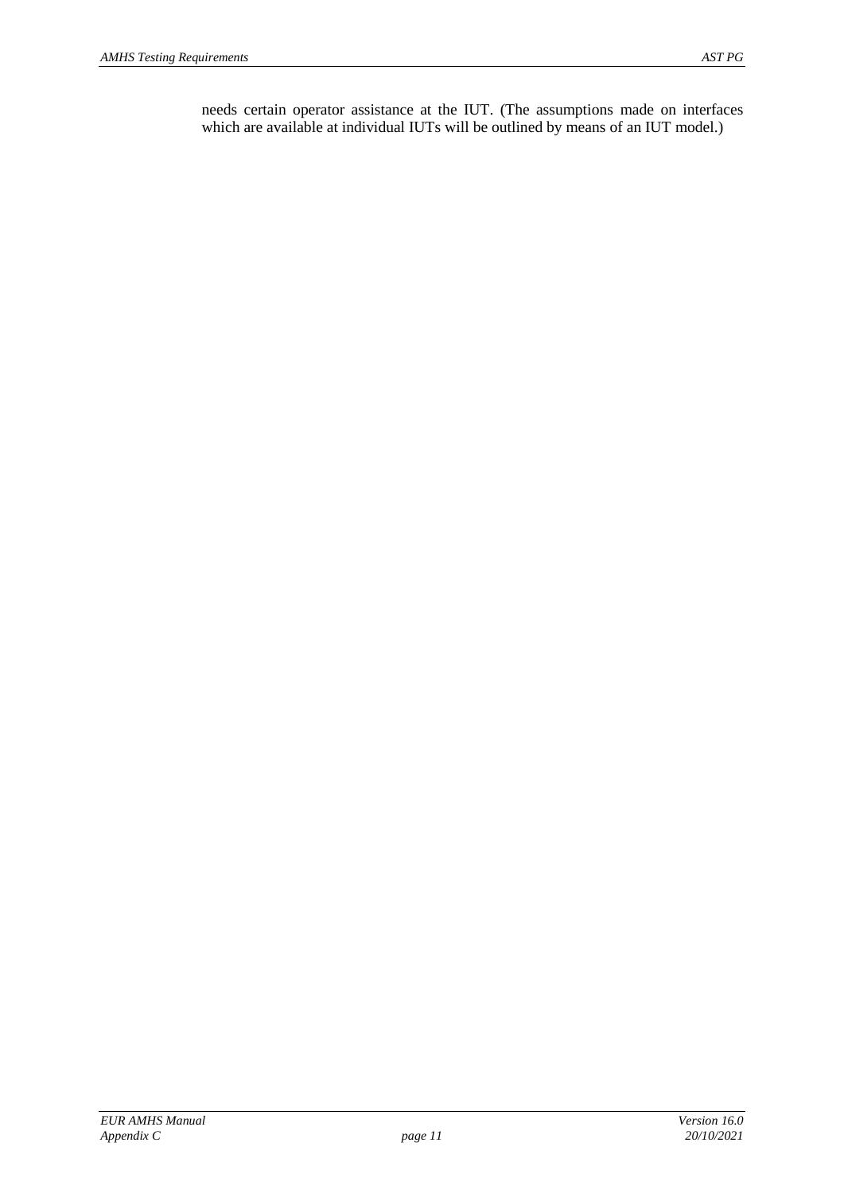needs certain operator assistance at the IUT. (The assumptions made on interfaces which are available at individual IUTs will be outlined by means of an IUT model.)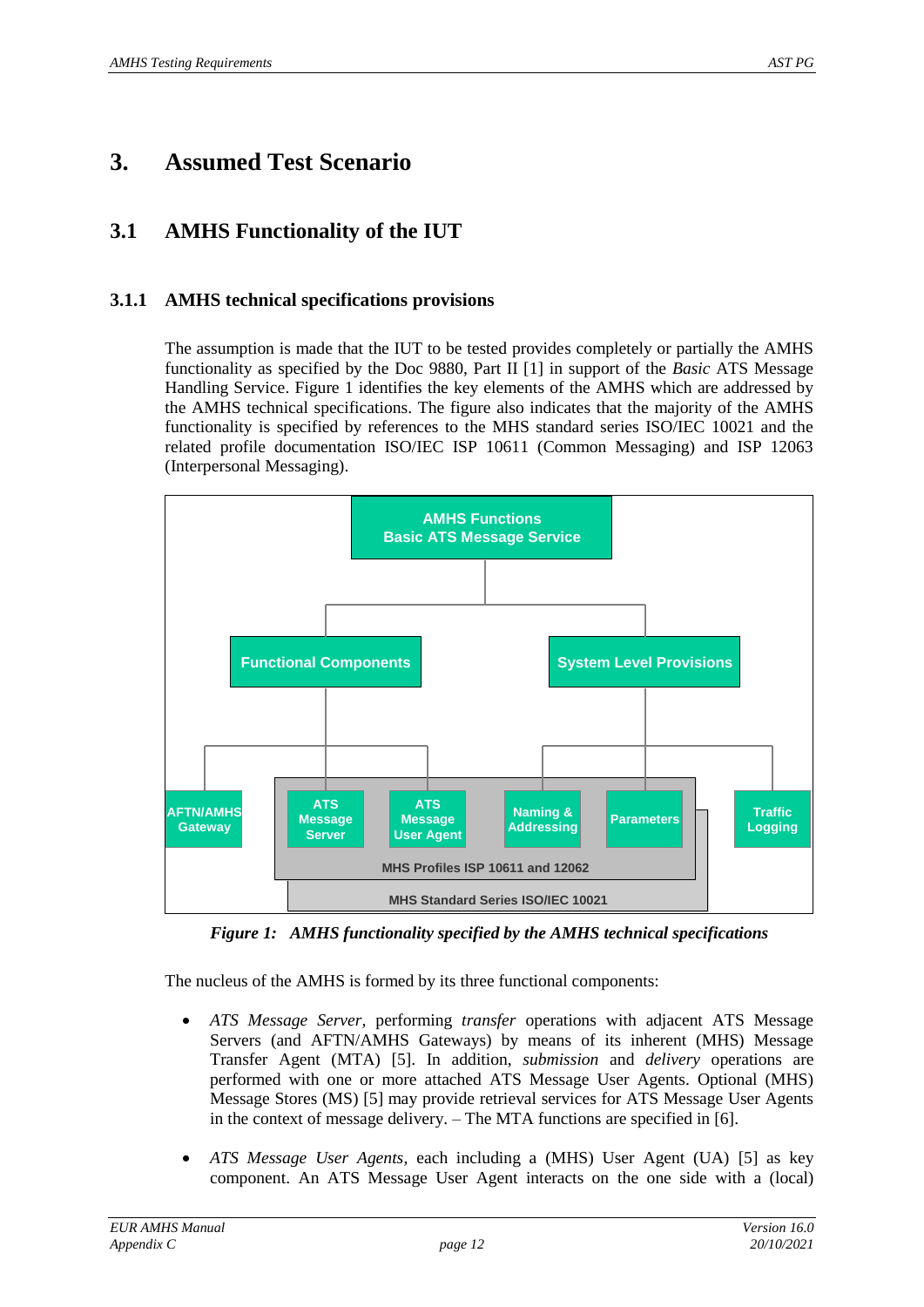# 3. Assumed Test Scenario

## 3.1 AMHS Functionality of the IUT

### 3.1.1 AMHS technical specifications provisions

The assumption is made that the IUT to be tested provides completely or partially the AMHS functionality as specified by the Doc 9880, Part II [1] in support of the *Basic* ATS Message Handling Service. Figure 1 identifies the key elements of the AMHS which are addressed by the AMHS technical specifications. The figure also indicates that the majority of the AMHS functionality is specified by references to the MHS standard series ISO/IEC 10021 and the related profile documentation ISO/IEC ISP 10611 (Common Messaging) and ISP 12063 (Interpersonal Messaging).

*Figure 1: AMHS functionality specified by the AMHS technical specifications*

The nucleus of the AMHS is formed by its three functional components:

- *ATS Message Server*, performing *transfer* operations with adjacent ATS Message Servers (and AFTN/AMHS Gateways) by means of its inherent (MHS) Message Transfer Agent (MTA) [5]. In addition, *submission* and *delivery* operations are performed with one or more attached ATS Message User Agents. Optional (MHS) Message Stores (MS) [5] may provide retrieval services for ATS Message User Agents in the context of message delivery. – The MTA functions are specified in [6].
- *ATS Message User Agents*, each including a (MHS) User Agent (UA) [5] as key component. An ATS Message User Agent interacts on the one side with a (local)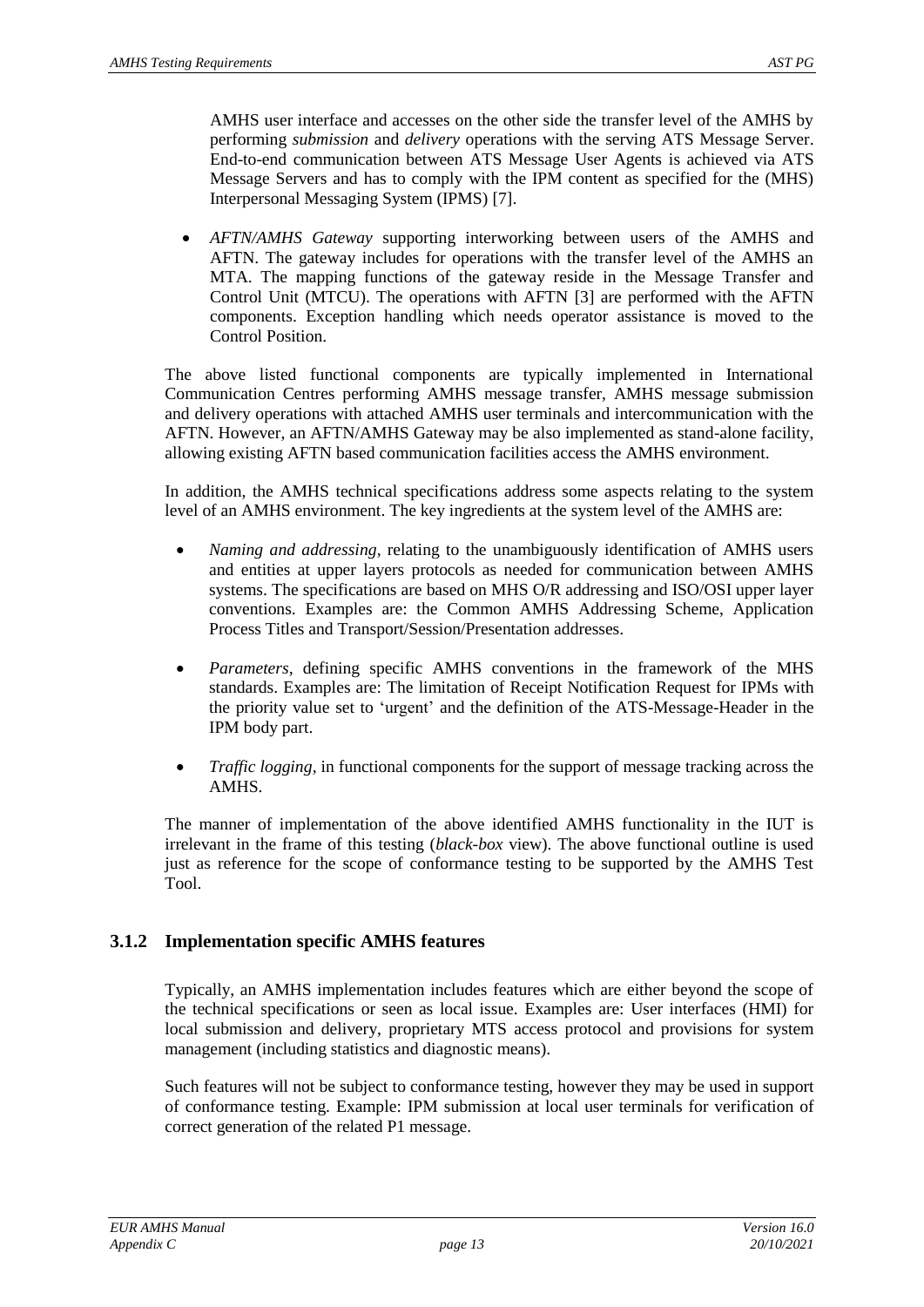AMHS user interface and accesses on the other side the transfer level of the AMHS by performing *submission* and *delivery* operations with the serving ATS Message Server. End-to-end communication between ATS Message User Agents is achieved via ATS Message Servers and has to comply with the IPM content as specified for the (MHS) Interpersonal Messaging System (IPMS) [7].

- *AFTN/AMHS Gateway* supporting interworking between users of the AMHS and AFTN. The gateway includes for operations with the transfer level of the AMHS an MTA. The mapping functions of the gateway reside in the Message Transfer and Control Unit (MTCU). The operations with AFTN [3] are performed with the AFTN components. Exception handling which needs operator assistance is moved to the Control Position.

The above listed functional components are typically implemented in International Communication Centres performing AMHS message transfer, AMHS message submission and delivery operations with attached AMHS user terminals and intercommunication with the AFTN. However, an AFTN/AMHS Gateway may be also implemented as stand-alone facility, allowing existing AFTN based communication facilities access the AMHS environment.

In addition, the AMHS technical specifications address some aspects relating to the system level of an AMHS environment. The key ingredients at the system level of the AMHS are:

- *Naming and addressing*, relating to the unambiguously identification of AMHS users and entities at upper layers protocols as needed for communication between AMHS systems. The specifications are based on MHS O/R addressing and ISO/OSI upper layer conventions. Examples are: the Common AMHS Addressing Scheme, Application Process Titles and Transport/Session/Presentation addresses.

- *Parameters*, defining specific AMHS conventions in the framework of the MHS standards. Examples are: The limitation of Receipt Notification Request for IPMs with the priority value set to 'urgent' and the definition of the ATS-Message-Header in the IPM body part.

- *Traffic logging*, in functional components for the support of message tracking across the AMHS.

The manner of implementation of the above identified AMHS functionality in the IUT is irrelevant in the frame of this testing (*black-box* view). The above functional outline is used just as reference for the scope of conformance testing to be supported by the AMHS Test Tool.

### 3.1.2 Implementation specific AMHS features

Typically, an AMHS implementation includes features which are either beyond the scope of the technical specifications or seen as local issue. Examples are: User interfaces (HMI) for local submission and delivery, proprietary MTS access protocol and provisions for system management (including statistics and diagnostic means).

Such features will not be subject to conformance testing, however they may be used in support of conformance testing. Example: IPM submission at local user terminals for verification of correct generation of the related P1 message.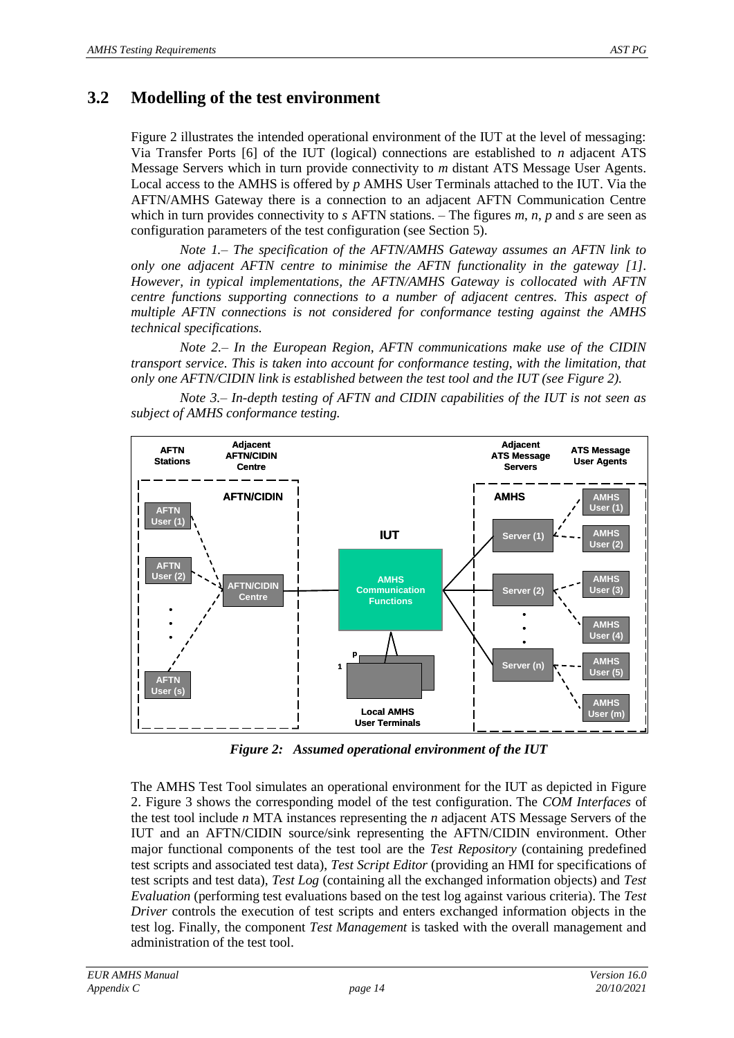## 3.2 Modelling of the test environment

Figure 2 illustrates the intended operational environment of the IUT at the level of messaging: Via Transfer Ports [6] of the IUT (logical) connections are established to *n* adjacent ATS Message Servers which in turn provide connectivity to *m* distant ATS Message User Agents. Local access to the AMHS is offered by *p* AMHS User Terminals attached to the IUT. Via the AFTN/AMHS Gateway there is a connection to an adjacent AFTN Communication Centre which in turn provides connectivity to *s* AFTN stations. – The figures *m*, *n*, *p* and *s* are seen as configuration parameters of the test configuration (see Section 5).

*Note 1.– The specification of the AFTN/AMHS Gateway assumes an AFTN link to only one adjacent AFTN centre to minimise the AFTN functionality in the gateway [1]. However, in typical implementations, the AFTN/AMHS Gateway is collocated with AFTN centre functions supporting connections to a number of adjacent centres. This aspect of multiple AFTN connections is not considered for conformance testing against the AMHS technical specifications.*

*Note 2.– In the European Region, AFTN communications make use of the CIDIN transport service. This is taken into account for conformance testing, with the limitation, that only one AFTN/CIDIN link is established between the test tool and the IUT (see Figure 2).*

*Note 3.– In-depth testing of AFTN and CIDIN capabilities of the IUT is not seen as subject of AMHS conformance testing.*

***Figure 2: Assumed operational environment of the IUT***

The AMHS Test Tool simulates an operational environment for the IUT as depicted in Figure 2. Figure 3 shows the corresponding model of the test configuration. The *COM Interfaces* of the test tool include *n* MTA instances representing the *n* adjacent ATS Message Servers of the IUT and an AFTN/CIDIN source/sink representing the AFTN/CIDIN environment. Other major functional components of the test tool are the *Test Repository* (containing predefined test scripts and associated test data), *Test Script Editor* (providing an HMI for specifications of test scripts and test data), *Test Log* (containing all the exchanged information objects) and *Test Evaluation* (performing test evaluations based on the test log against various criteria). The *Test Driver* controls the execution of test scripts and enters exchanged information objects in the test log. Finally, the component *Test Management* is tasked with the overall management and administration of the test tool.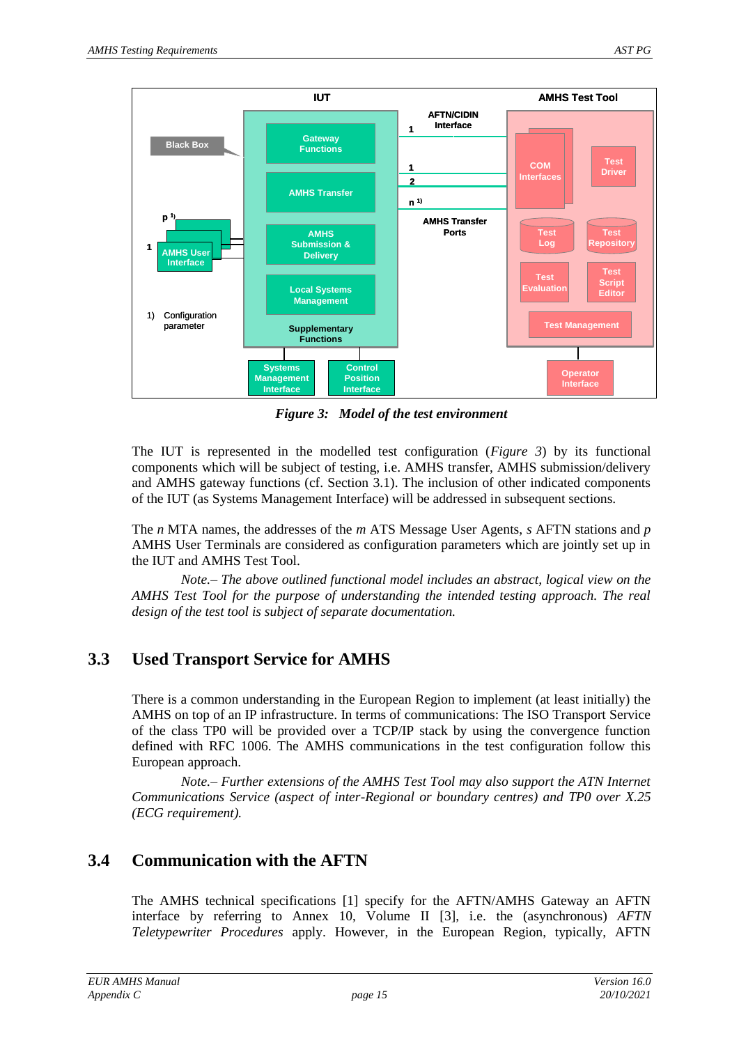*Figure 3: Model of the test environment*

The IUT is represented in the modelled test configuration (*Figure 3*) by its functional components which will be subject of testing, i.e. AMHS transfer, AMHS submission/delivery and AMHS gateway functions (cf. Section 3.1). The inclusion of other indicated components of the IUT (as Systems Management Interface) will be addressed in subsequent sections.

The *n* MTA names, the addresses of the *m* ATS Message User Agents, *s* AFTN stations and *p* AMHS User Terminals are considered as configuration parameters which are jointly set up in the IUT and AMHS Test Tool.

*Note.– The above outlined functional model includes an abstract, logical view on the AMHS Test Tool for the purpose of understanding the intended testing approach. The real design of the test tool is subject of separate documentation.*

## 3.3 Used Transport Service for AMHS

There is a common understanding in the European Region to implement (at least initially) the AMHS on top of an IP infrastructure. In terms of communications: The ISO Transport Service of the class TP0 will be provided over a TCP/IP stack by using the convergence function defined with RFC 1006. The AMHS communications in the test configuration follow this European approach.

*Note.– Further extensions of the AMHS Test Tool may also support the ATN Internet Communications Service (aspect of inter-Regional or boundary centres) and TP0 over X.25 (ECG requirement).*

## 3.4 Communication with the AFTN

The AMHS technical specifications [1] specify for the AFTN/AMHS Gateway an AFTN interface by referring to Annex 10, Volume II [3], i.e. the (asynchronous) *AFTN Teletypewriter Procedures* apply. However, in the European Region, typically, AFTN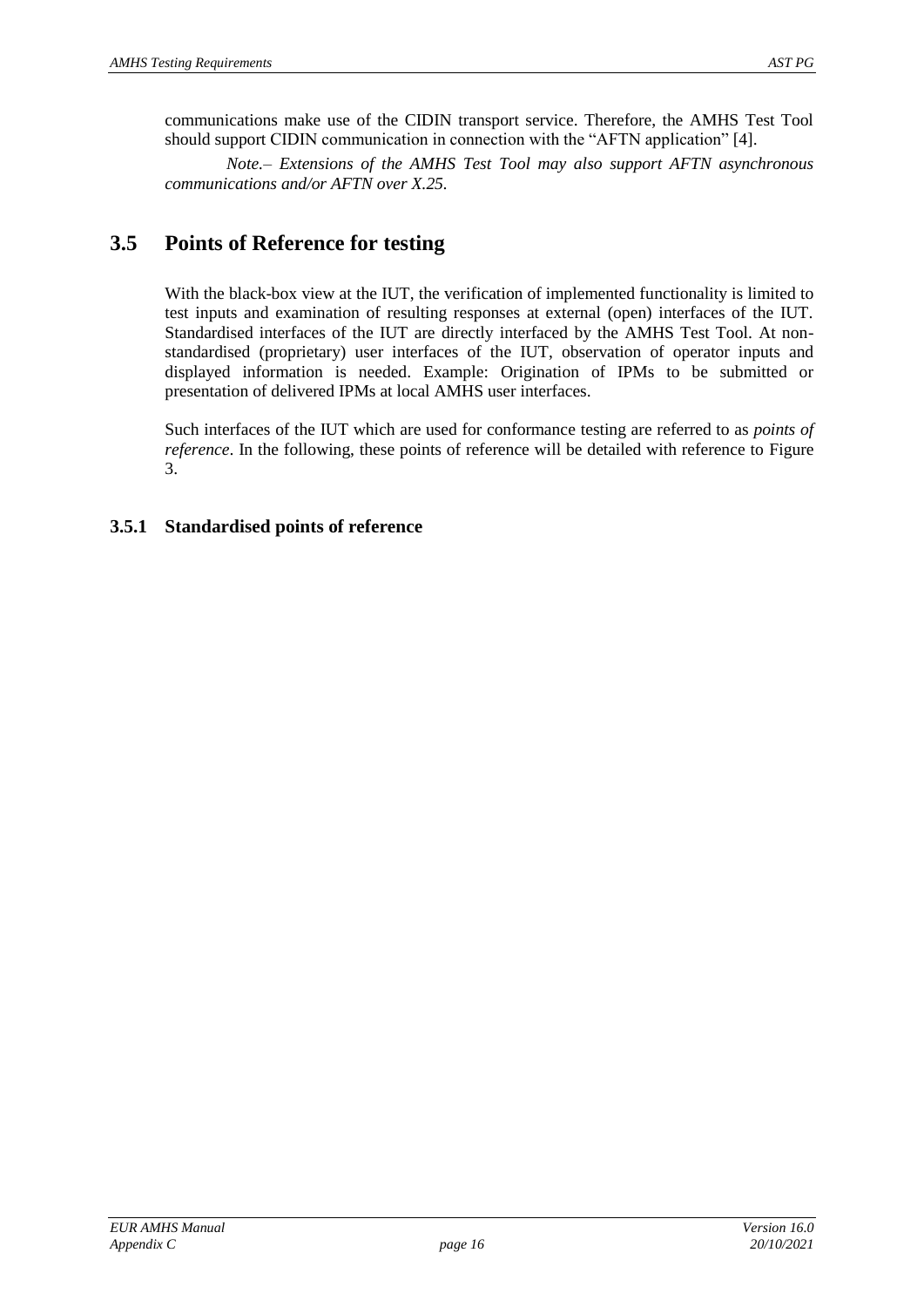communications make use of the CIDIN transport service. Therefore, the AMHS Test Tool should support CIDIN communication in connection with the "AFTN application" [4].

*Note.– Extensions of the AMHS Test Tool may also support AFTN asynchronous communications and/or AFTN over X.25.*

## 3.5 Points of Reference for testing

With the black-box view at the IUT, the verification of implemented functionality is limited to test inputs and examination of resulting responses at external (open) interfaces of the IUT. Standardised interfaces of the IUT are directly interfaced by the AMHS Test Tool. At non-standardised (proprietary) user interfaces of the IUT, observation of operator inputs and displayed information is needed. Example: Origination of IPMs to be submitted or presentation of delivered IPMs at local AMHS user interfaces.

Such interfaces of the IUT which are used for conformance testing are referred to as *points of reference*. In the following, these points of reference will be detailed with reference to Figure 3.

### 3.5.1 Standardised points of reference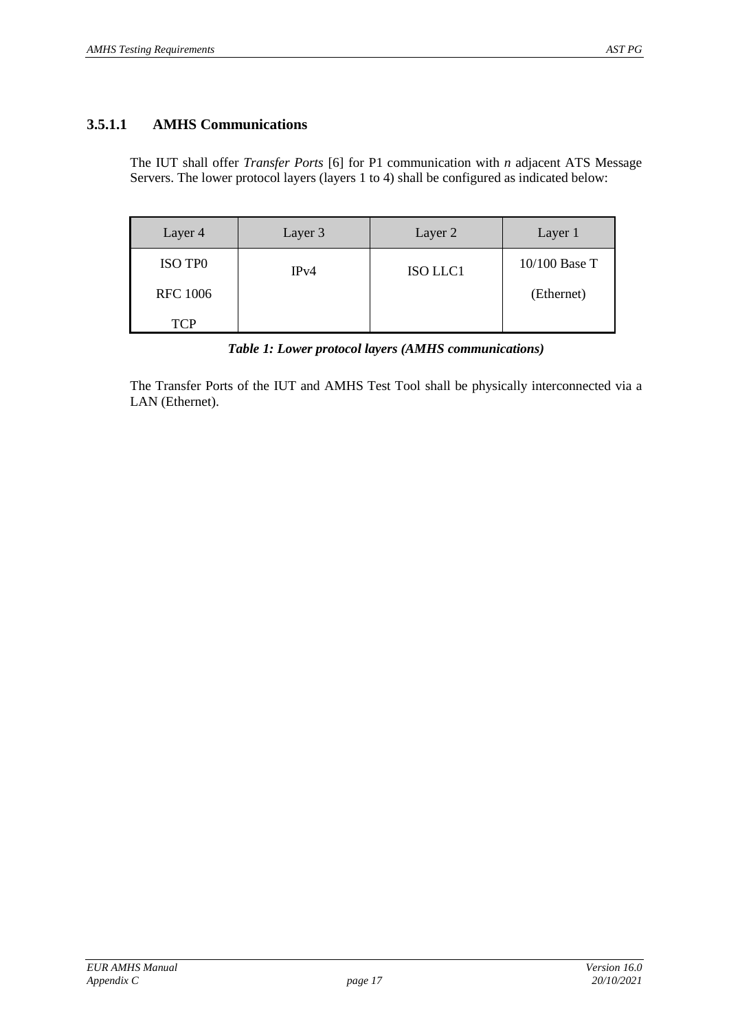#### 3.5.1.1 AMHS Communications

The IUT shall offer *Transfer Ports* [6] for P1 communication with *n* adjacent ATS Message Servers. The lower protocol layers (layers 1 to 4) shall be configured as indicated below:

| Layer 4 | Layer 3 | Layer 2 | Layer 1 |
|---|---|---|---|
| ISO TP0<br>RFC 1006<br>TCP | IPv4 | ISO LLC1 | 10/100 Base T<br>(Ethernet) |

***Table 1: Lower protocol layers (AMHS communications)***

The Transfer Ports of the IUT and AMHS Test Tool shall be physically interconnected via a LAN (Ethernet).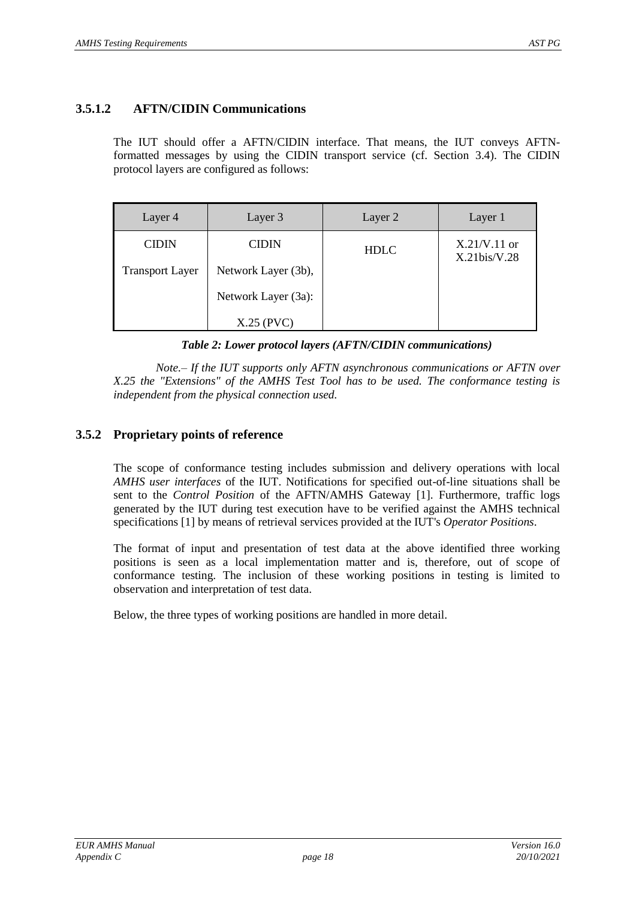### 3.5.1.2 AFTN/CIDIN Communications

The IUT should offer a AFTN/CIDIN interface. That means, the IUT conveys AFTN-formatted messages by using the CIDIN transport service (cf. Section 3.4). The CIDIN protocol layers are configured as follows:

| Layer 4 | Layer 3 | Layer 2 | Layer 1 |
|---|---|---|---|
| CIDIN<br>Transport Layer | CIDIN<br>Network Layer (3b),<br>Network Layer (3a):<br>X.25 (PVC) | HDLC | X.21/V.11 or X.21bis/V.28 |

***Table 2: Lower protocol layers (AFTN/CIDIN communications)***

*Note.– If the IUT supports only AFTN asynchronous communications or AFTN over X.25 the "Extensions" of the AMHS Test Tool has to be used. The conformance testing is independent from the physical connection used.*

## 3.5.2 Proprietary points of reference

The scope of conformance testing includes submission and delivery operations with local *AMHS user interfaces* of the IUT. Notifications for specified out-of-line situations shall be sent to the *Control Position* of the AFTN/AMHS Gateway [1]. Furthermore, traffic logs generated by the IUT during test execution have to be verified against the AMHS technical specifications [1] by means of retrieval services provided at the IUT's *Operator Positions*.

The format of input and presentation of test data at the above identified three working positions is seen as a local implementation matter and is, therefore, out of scope of conformance testing. The inclusion of these working positions in testing is limited to observation and interpretation of test data.

Below, the three types of working positions are handled in more detail.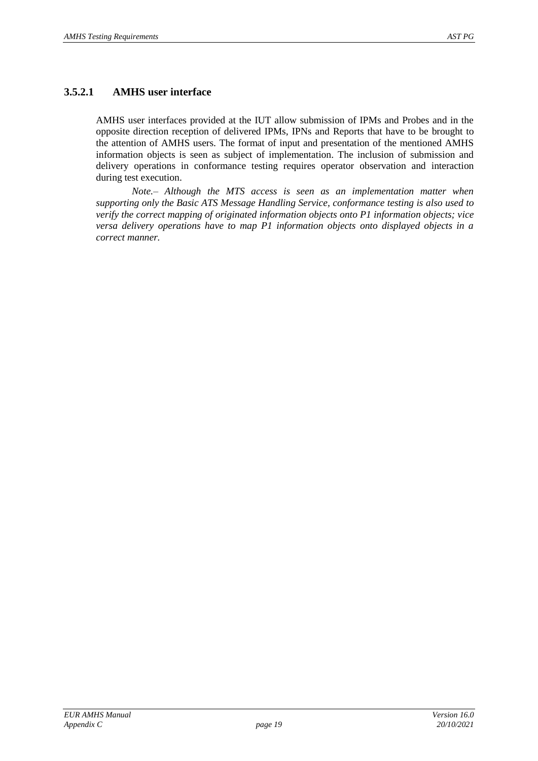#### 3.5.2.1 AMHS user interface

AMHS user interfaces provided at the IUT allow submission of IPMs and Probes and in the opposite direction reception of delivered IPMs, IPNs and Reports that have to be brought to the attention of AMHS users. The format of input and presentation of the mentioned AMHS information objects is seen as subject of implementation. The inclusion of submission and delivery operations in conformance testing requires operator observation and interaction during test execution.

*Note.– Although the MTS access is seen as an implementation matter when supporting only the Basic ATS Message Handling Service, conformance testing is also used to verify the correct mapping of originated information objects onto P1 information objects; vice versa delivery operations have to map P1 information objects onto displayed objects in a correct manner.*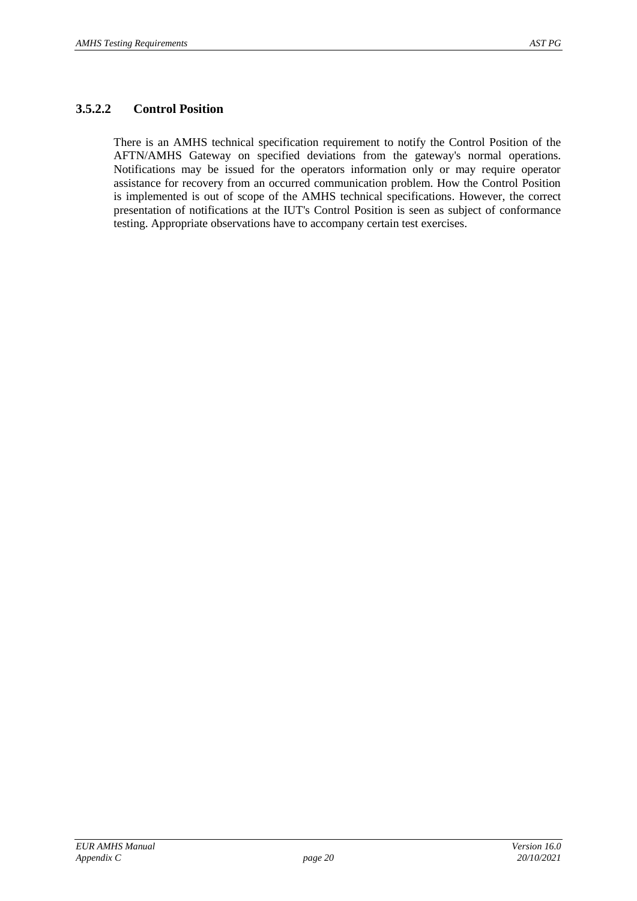#### 3.5.2.2 Control Position

There is an AMHS technical specification requirement to notify the Control Position of the AFTN/AMHS Gateway on specified deviations from the gateway's normal operations. Notifications may be issued for the operators information only or may require operator assistance for recovery from an occurred communication problem. How the Control Position is implemented is out of scope of the AMHS technical specifications. However, the correct presentation of notifications at the IUT's Control Position is seen as subject of conformance testing. Appropriate observations have to accompany certain test exercises.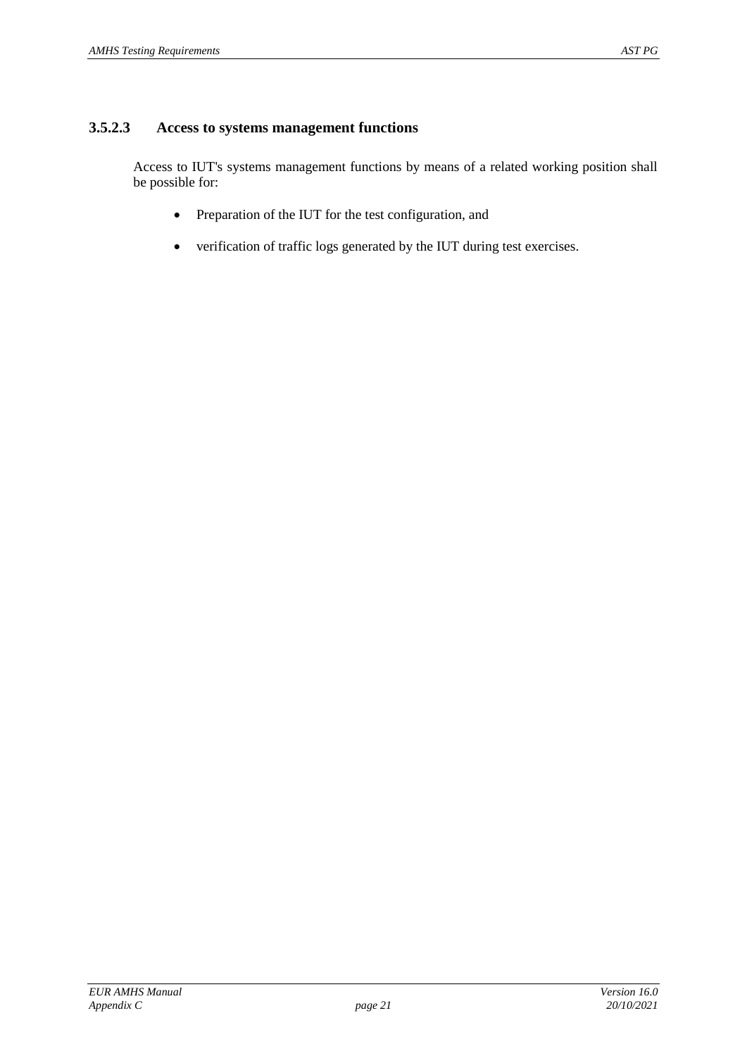#### 3.5.2.3 Access to systems management functions

Access to IUT's systems management functions by means of a related working position shall be possible for:

- Preparation of the IUT for the test configuration, and
- verification of traffic logs generated by the IUT during test exercises.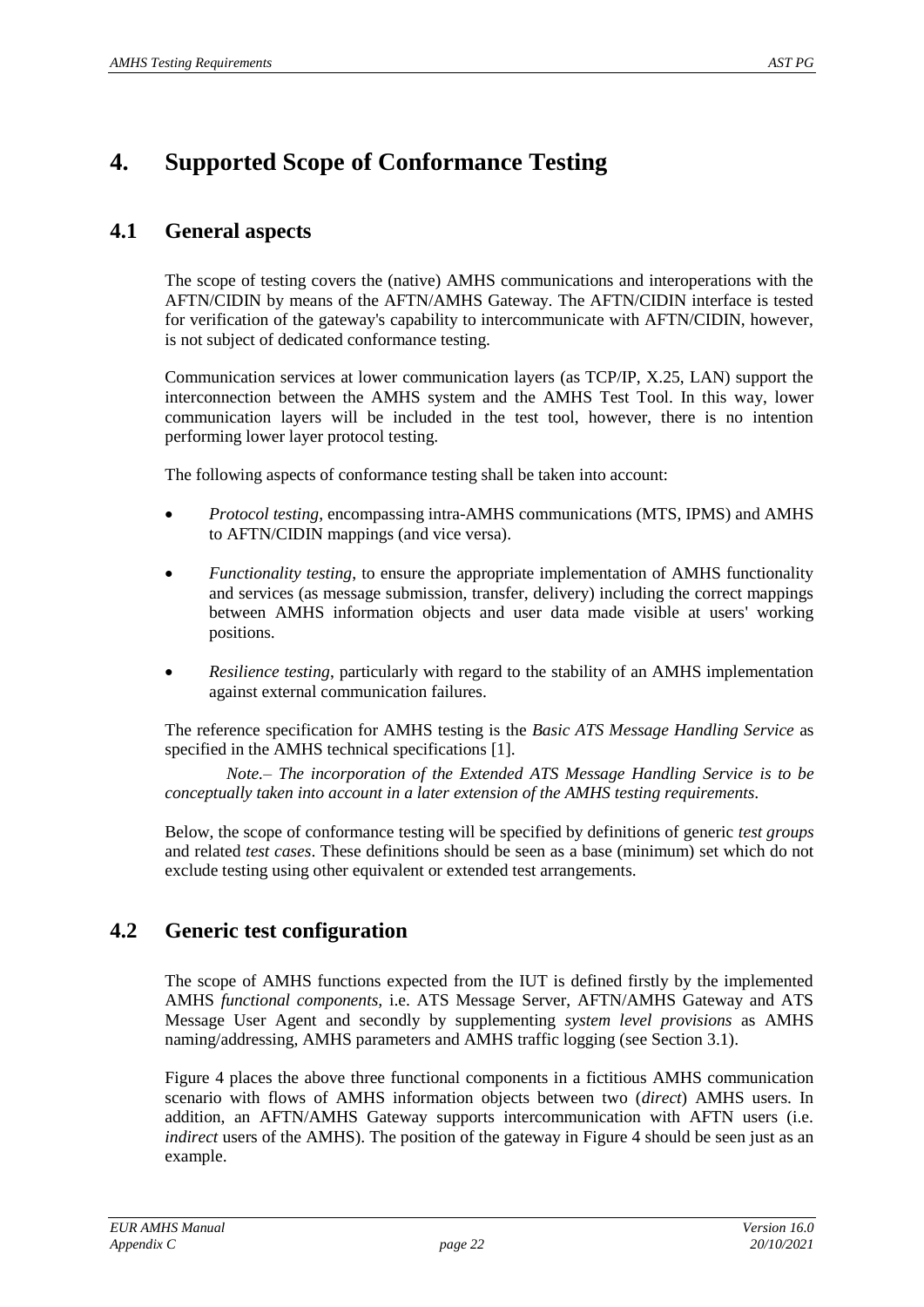# 4. Supported Scope of Conformance Testing

## 4.1 General aspects

The scope of testing covers the (native) AMHS communications and interoperations with the AFTN/CIDIN by means of the AFTN/AMHS Gateway. The AFTN/CIDIN interface is tested for verification of the gateway's capability to intercommunicate with AFTN/CIDIN, however, is not subject of dedicated conformance testing.

Communication services at lower communication layers (as TCP/IP, X.25, LAN) support the interconnection between the AMHS system and the AMHS Test Tool. In this way, lower communication layers will be included in the test tool, however, there is no intention performing lower layer protocol testing.

The following aspects of conformance testing shall be taken into account:

- *Protocol testing*, encompassing intra-AMHS communications (MTS, IPMS) and AMHS to AFTN/CIDIN mappings (and vice versa).
- *Functionality testing*, to ensure the appropriate implementation of AMHS functionality and services (as message submission, transfer, delivery) including the correct mappings between AMHS information objects and user data made visible at users' working positions.
- *Resilience testing*, particularly with regard to the stability of an AMHS implementation against external communication failures.

The reference specification for AMHS testing is the *Basic ATS Message Handling Service* as specified in the AMHS technical specifications [1].

*Note.– The incorporation of the Extended ATS Message Handling Service is to be conceptually taken into account in a later extension of the AMHS testing requirements.*

Below, the scope of conformance testing will be specified by definitions of generic *test groups* and related *test cases*. These definitions should be seen as a base (minimum) set which do not exclude testing using other equivalent or extended test arrangements.

## 4.2 Generic test configuration

The scope of AMHS functions expected from the IUT is defined firstly by the implemented AMHS *functional components,* i.e. ATS Message Server, AFTN/AMHS Gateway and ATS Message User Agent and secondly by supplementing *system level provisions* as AMHS naming/addressing, AMHS parameters and AMHS traffic logging (see Section 3.1).

Figure 4 places the above three functional components in a fictitious AMHS communication scenario with flows of AMHS information objects between two (*direct*) AMHS users. In addition, an AFTN/AMHS Gateway supports intercommunication with AFTN users (i.e. *indirect* users of the AMHS). The position of the gateway in Figure 4 should be seen just as an example.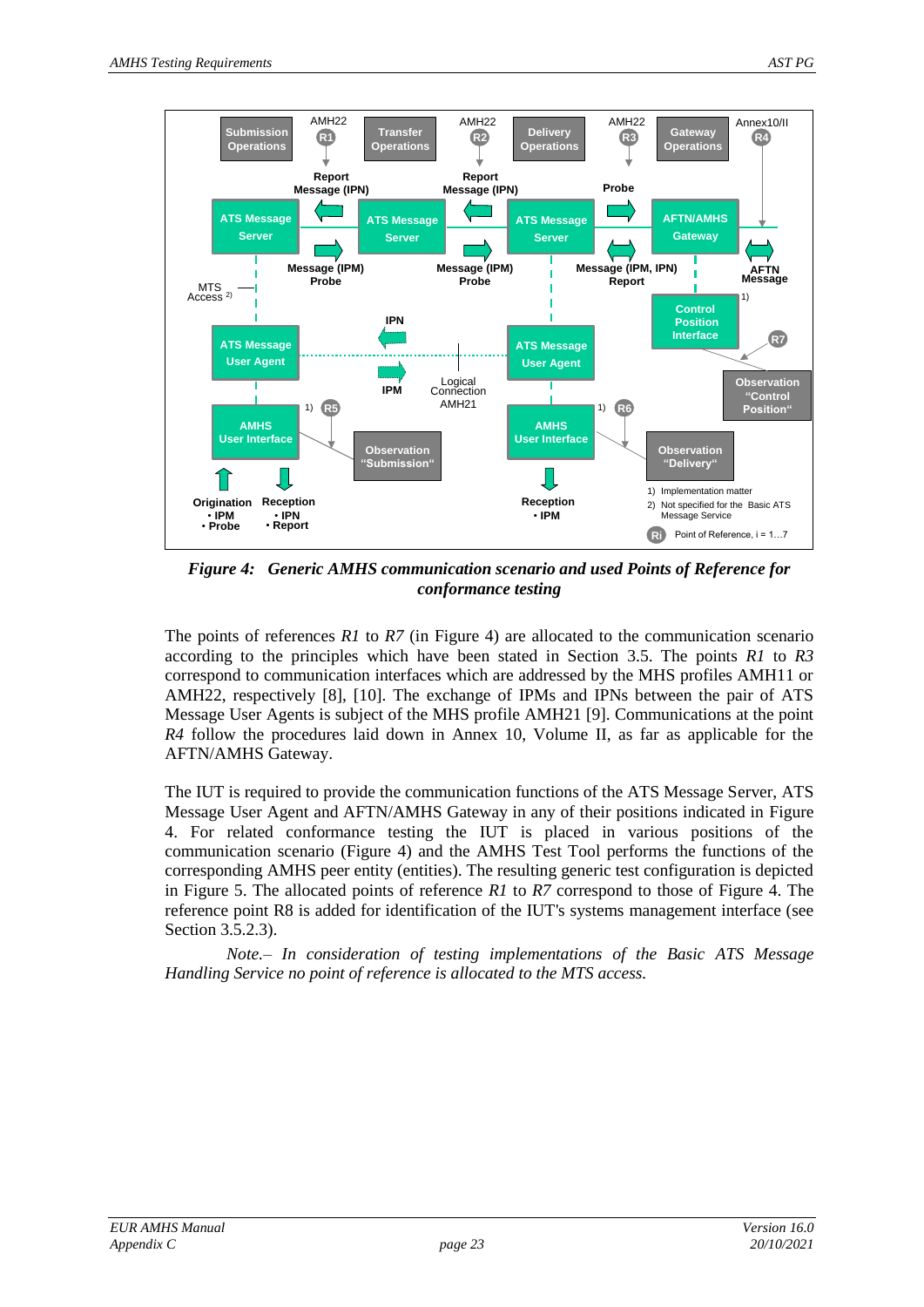**Figure 4: Generic AMHS communication scenario and used Points of Reference for conformance testing**

The points of references *R1* to *R7* (in Figure 4) are allocated to the communication scenario according to the principles which have been stated in Section 3.5. The points *R1* to *R3* correspond to communication interfaces which are addressed by the MHS profiles AMH11 or AMH22, respectively [8], [10]. The exchange of IPMs and IPNs between the pair of ATS Message User Agents is subject of the MHS profile AMH21 [9]. Communications at the point *R4* follow the procedures laid down in Annex 10, Volume II, as far as applicable for the AFTN/AMHS Gateway.

The IUT is required to provide the communication functions of the ATS Message Server, ATS Message User Agent and AFTN/AMHS Gateway in any of their positions indicated in Figure 4. For related conformance testing the IUT is placed in various positions of the communication scenario (Figure 4) and the AMHS Test Tool performs the functions of the corresponding AMHS peer entity (entities). The resulting generic test configuration is depicted in Figure 5. The allocated points of reference *R1* to *R7* correspond to those of Figure 4. The reference point R8 is added for identification of the IUT's systems management interface (see Section 3.5.2.3).

*Note.– In consideration of testing implementations of the Basic ATS Message Handling Service no point of reference is allocated to the MTS access.*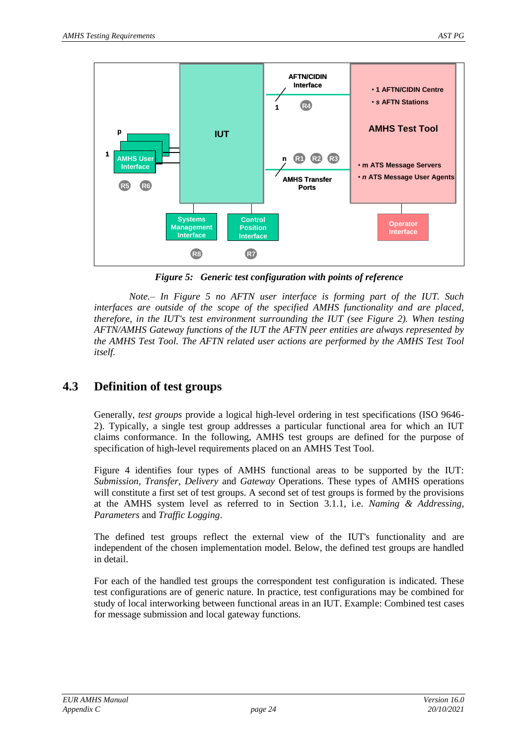*Figure 5: Generic test configuration with points of reference*

*Note.– In Figure 5 no AFTN user interface is forming part of the IUT. Such interfaces are outside of the scope of the specified AMHS functionality and are placed, therefore, in the IUT's test environment surrounding the IUT (see Figure 2). When testing AFTN/AMHS Gateway functions of the IUT the AFTN peer entities are always represented by the AMHS Test Tool. The AFTN related user actions are performed by the AMHS Test Tool itself.*

## 4.3 Definition of test groups

Generally, *test groups* provide a logical high-level ordering in test specifications (ISO 9646-2). Typically, a single test group addresses a particular functional area for which an IUT claims conformance. In the following, AMHS test groups are defined for the purpose of specification of high-level requirements placed on an AMHS Test Tool.

Figure 4 identifies four types of AMHS functional areas to be supported by the IUT: *Submission*, *Transfer*, *Delivery* and *Gateway* Operations. These types of AMHS operations will constitute a first set of test groups. A second set of test groups is formed by the provisions at the AMHS system level as referred to in Section 3.1.1, i.e. *Naming & Addressing*, *Parameters* and *Traffic Logging*.

The defined test groups reflect the external view of the IUT's functionality and are independent of the chosen implementation model. Below, the defined test groups are handled in detail.

For each of the handled test groups the correspondent test configuration is indicated. These test configurations are of generic nature. In practice, test configurations may be combined for study of local interworking between functional areas in an IUT. Example: Combined test cases for message submission and local gateway functions.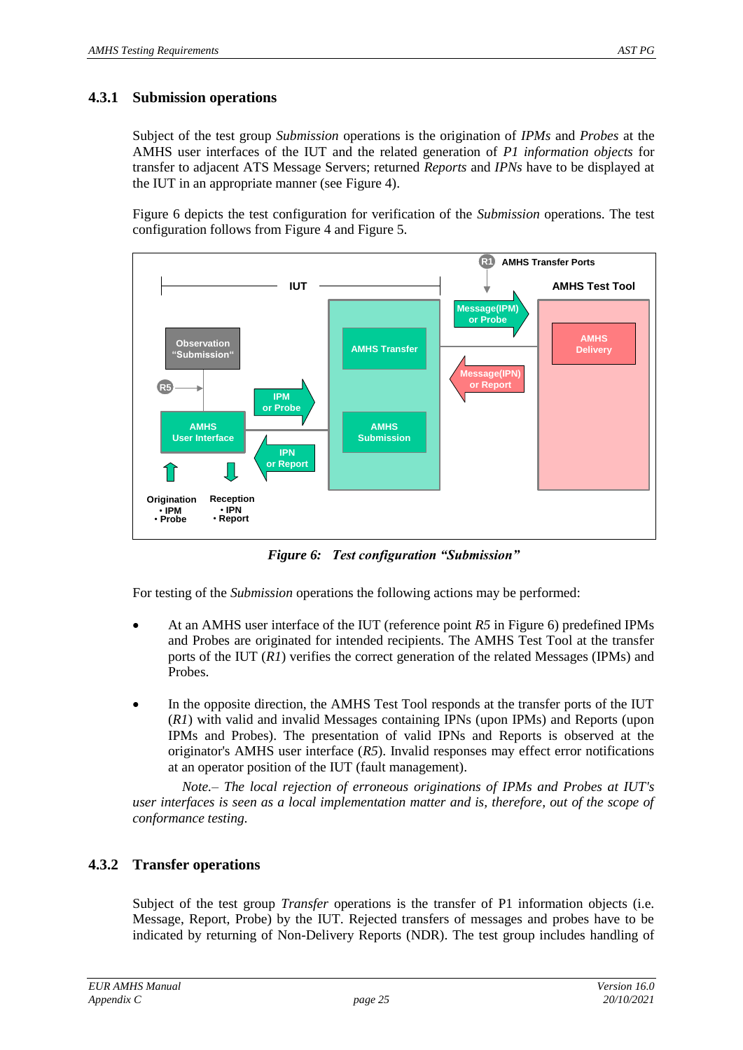### 4.3.1 Submission operations

Subject of the test group *Submission* operations is the origination of *IPMs* and *Probes* at the AMHS user interfaces of the IUT and the related generation of *P1 information objects* for transfer to adjacent ATS Message Servers; returned *Reports* and *IPNs* have to be displayed at the IUT in an appropriate manner (see Figure 4).

Figure 6 depicts the test configuration for verification of the *Submission* operations. The test configuration follows from Figure 4 and Figure 5.

***Figure 6: Test configuration "Submission"***

For testing of the *Submission* operations the following actions may be performed:

- At an AMHS user interface of the IUT (reference point *R5* in Figure 6) predefined IPMs and Probes are originated for intended recipients. The AMHS Test Tool at the transfer ports of the IUT (*R1*) verifies the correct generation of the related Messages (IPMs) and Probes.
- In the opposite direction, the AMHS Test Tool responds at the transfer ports of the IUT (*R1*) with valid and invalid Messages containing IPNs (upon IPMs) and Reports (upon IPMs and Probes). The presentation of valid IPNs and Reports is observed at the originator's AMHS user interface (*R5*). Invalid responses may effect error notifications at an operator position of the IUT (fault management).

*Note.– The local rejection of erroneous originations of IPMs and Probes at IUT's user interfaces is seen as a local implementation matter and is, therefore, out of the scope of conformance testing.*

### 4.3.2 Transfer operations

Subject of the test group *Transfer* operations is the transfer of P1 information objects (i.e. Message, Report, Probe) by the IUT. Rejected transfers of messages and probes have to be indicated by returning of Non-Delivery Reports (NDR). The test group includes handling of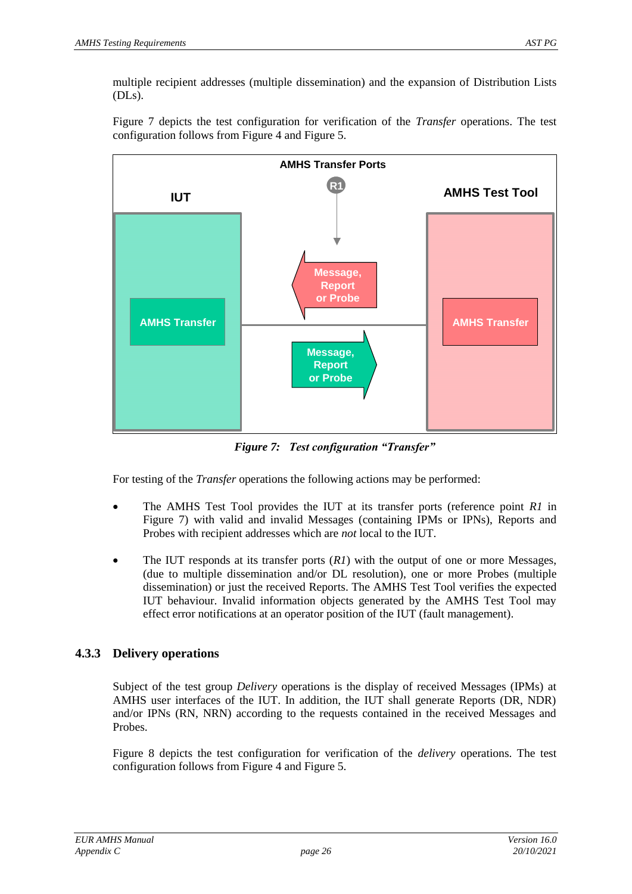multiple recipient addresses (multiple dissemination) and the expansion of Distribution Lists (DLs).

Figure 7 depicts the test configuration for verification of the *Transfer* operations. The test configuration follows from Figure 4 and Figure 5.

***Figure 7: Test configuration "Transfer"***

For testing of the *Transfer* operations the following actions may be performed:

- The AMHS Test Tool provides the IUT at its transfer ports (reference point *R1* in Figure 7) with valid and invalid Messages (containing IPMs or IPNs), Reports and Probes with recipient addresses which are *not* local to the IUT.

- The IUT responds at its transfer ports (*R1*) with the output of one or more Messages, (due to multiple dissemination and/or DL resolution), one or more Probes (multiple dissemination) or just the received Reports. The AMHS Test Tool verifies the expected IUT behaviour. Invalid information objects generated by the AMHS Test Tool may effect error notifications at an operator position of the IUT (fault management).

### 4.3.3 Delivery operations

Subject of the test group *Delivery* operations is the display of received Messages (IPMs) at AMHS user interfaces of the IUT. In addition, the IUT shall generate Reports (DR, NDR) and/or IPNs (RN, NRN) according to the requests contained in the received Messages and Probes.

Figure 8 depicts the test configuration for verification of the *delivery* operations. The test configuration follows from Figure 4 and Figure 5.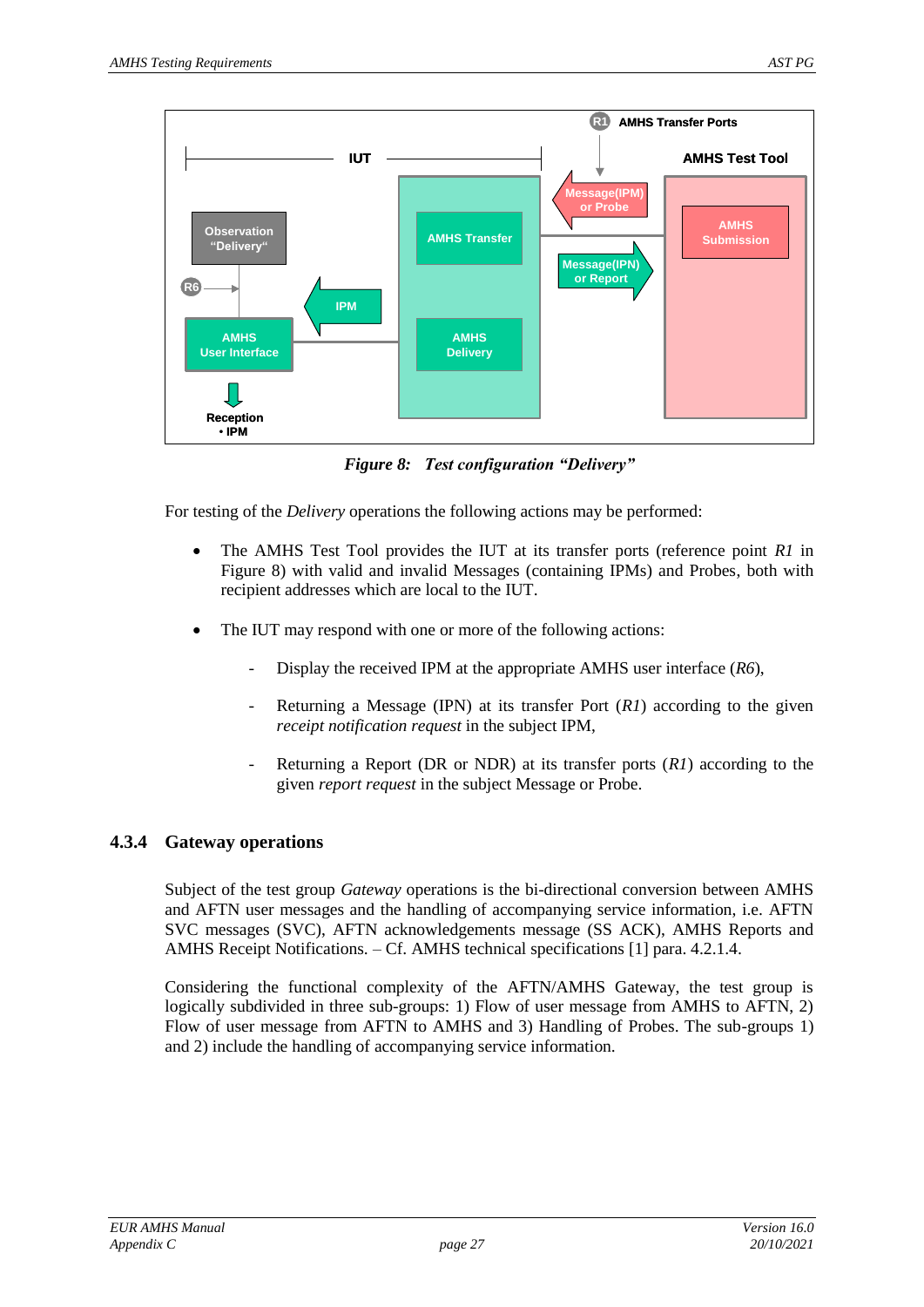*Figure 8: Test configuration "Delivery"*

For testing of the *Delivery* operations the following actions may be performed:

- The AMHS Test Tool provides the IUT at its transfer ports (reference point *R1* in Figure 8) with valid and invalid Messages (containing IPMs) and Probes, both with recipient addresses which are local to the IUT.

- The IUT may respond with one or more of the following actions:

  - Display the received IPM at the appropriate AMHS user interface (*R6*),

  - Returning a Message (IPN) at its transfer Port (*R1*) according to the given *receipt notification request* in the subject IPM,

  - Returning a Report (DR or NDR) at its transfer ports (*R1*) according to the given *report request* in the subject Message or Probe.

### 4.3.4 Gateway operations

Subject of the test group *Gateway* operations is the bi-directional conversion between AMHS and AFTN user messages and the handling of accompanying service information, i.e. AFTN SVC messages (SVC), AFTN acknowledgements message (SS ACK), AMHS Reports and AMHS Receipt Notifications. – Cf. AMHS technical specifications [1] para. 4.2.1.4.

Considering the functional complexity of the AFTN/AMHS Gateway, the test group is logically subdivided in three sub-groups: 1) Flow of user message from AMHS to AFTN, 2) Flow of user message from AFTN to AMHS and 3) Handling of Probes. The sub-groups 1) and 2) include the handling of accompanying service information.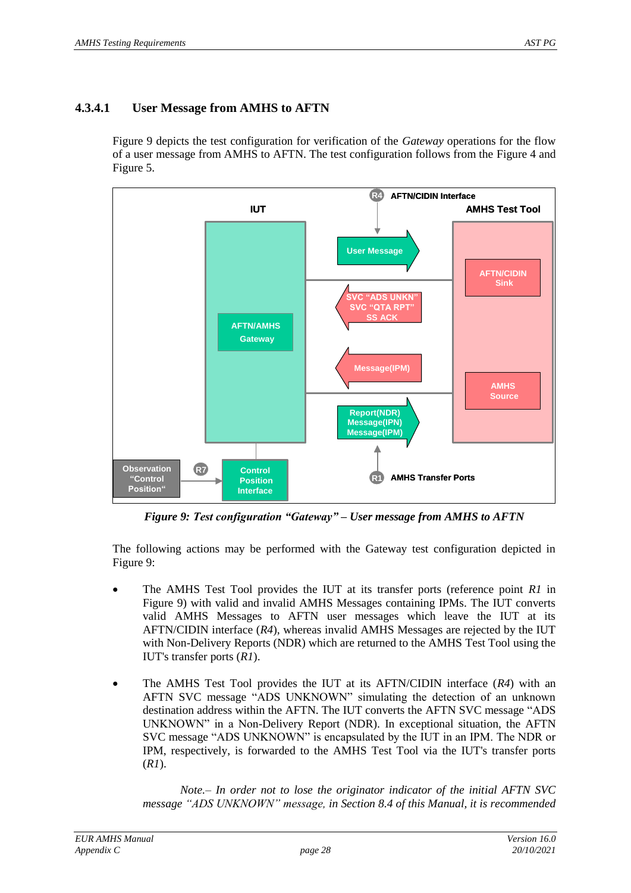#### 4.3.4.1 User Message from AMHS to AFTN

Figure 9 depicts the test configuration for verification of the *Gateway* operations for the flow of a user message from AMHS to AFTN. The test configuration follows from the Figure 4 and Figure 5.

*Figure 9: Test configuration "Gateway" – User message from AMHS to AFTN*

The following actions may be performed with the Gateway test configuration depicted in Figure 9:

- The AMHS Test Tool provides the IUT at its transfer ports (reference point *R1* in Figure 9) with valid and invalid AMHS Messages containing IPMs. The IUT converts valid AMHS Messages to AFTN user messages which leave the IUT at its AFTN/CIDIN interface (*R4*), whereas invalid AMHS Messages are rejected by the IUT with Non-Delivery Reports (NDR) which are returned to the AMHS Test Tool using the IUT's transfer ports (*R1*).

- The AMHS Test Tool provides the IUT at its AFTN/CIDIN interface (*R4*) with an AFTN SVC message "ADS UNKNOWN" simulating the detection of an unknown destination address within the AFTN. The IUT converts the AFTN SVC message "ADS UNKNOWN" in a Non-Delivery Report (NDR). In exceptional situation, the AFTN SVC message "ADS UNKNOWN" is encapsulated by the IUT in an IPM. The NDR or IPM, respectively, is forwarded to the AMHS Test Tool via the IUT's transfer ports (*R1*).

  *Note.– In order not to lose the originator indicator of the initial AFTN SVC message "ADS UNKNOWN" message, in Section 8.4 of this Manual, it is recommended*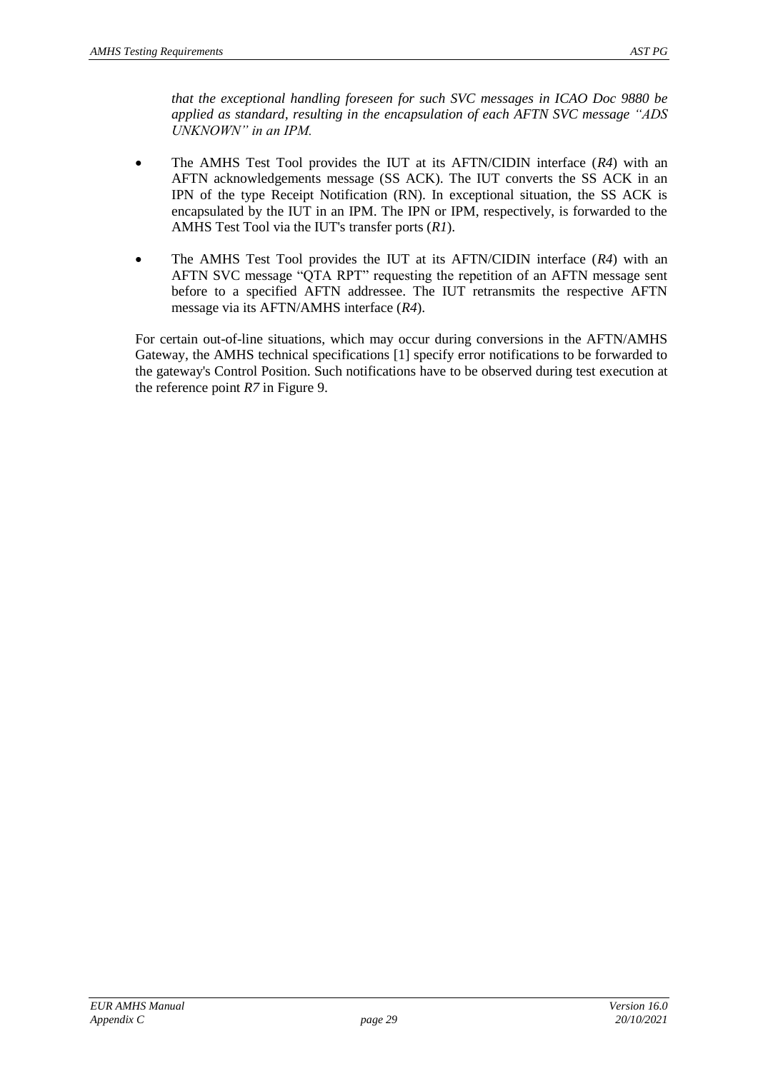*that the exceptional handling foreseen for such SVC messages in ICAO Doc 9880 be applied as standard, resulting in the encapsulation of each AFTN SVC message "ADS UNKNOWN" in an IPM.*

- The AMHS Test Tool provides the IUT at its AFTN/CIDIN interface (*R4*) with an AFTN acknowledgements message (SS ACK). The IUT converts the SS ACK in an IPN of the type Receipt Notification (RN). In exceptional situation, the SS ACK is encapsulated by the IUT in an IPM. The IPN or IPM, respectively, is forwarded to the AMHS Test Tool via the IUT's transfer ports (*R1*).
- The AMHS Test Tool provides the IUT at its AFTN/CIDIN interface (*R4*) with an AFTN SVC message "QTA RPT" requesting the repetition of an AFTN message sent before to a specified AFTN addressee. The IUT retransmits the respective AFTN message via its AFTN/AMHS interface (*R4*).

For certain out-of-line situations, which may occur during conversions in the AFTN/AMHS Gateway, the AMHS technical specifications [1] specify error notifications to be forwarded to the gateway's Control Position. Such notifications have to be observed during test execution at the reference point *R7* in Figure 9.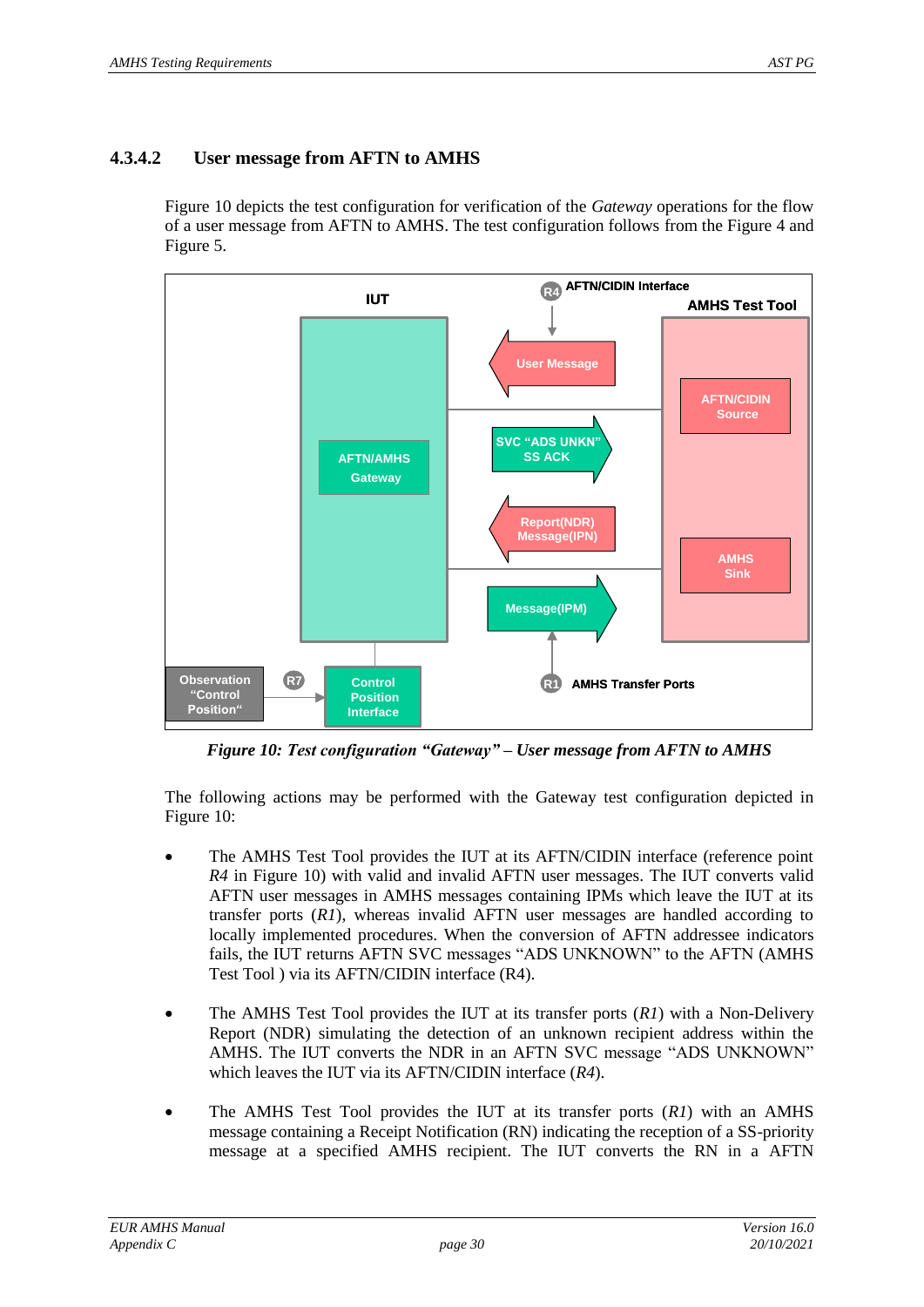#### 4.3.4.2 User message from AFTN to AMHS

Figure 10 depicts the test configuration for verification of the *Gateway* operations for the flow of a user message from AFTN to AMHS. The test configuration follows from the Figure 4 and Figure 5.

*Figure 10: Test configuration "Gateway" – User message from AFTN to AMHS*

The following actions may be performed with the Gateway test configuration depicted in Figure 10:

- The AMHS Test Tool provides the IUT at its AFTN/CIDIN interface (reference point *R4* in Figure 10) with valid and invalid AFTN user messages. The IUT converts valid AFTN user messages in AMHS messages containing IPMs which leave the IUT at its transfer ports (*R1*), whereas invalid AFTN user messages are handled according to locally implemented procedures. When the conversion of AFTN addressee indicators fails, the IUT returns AFTN SVC messages "ADS UNKNOWN" to the AFTN (AMHS Test Tool ) via its AFTN/CIDIN interface (R4).

- The AMHS Test Tool provides the IUT at its transfer ports (*R1*) with a Non-Delivery Report (NDR) simulating the detection of an unknown recipient address within the AMHS. The IUT converts the NDR in an AFTN SVC message "ADS UNKNOWN" which leaves the IUT via its AFTN/CIDIN interface (*R4*).

- The AMHS Test Tool provides the IUT at its transfer ports (*R1*) with an AMHS message containing a Receipt Notification (RN) indicating the reception of a SS-priority message at a specified AMHS recipient. The IUT converts the RN in a AFTN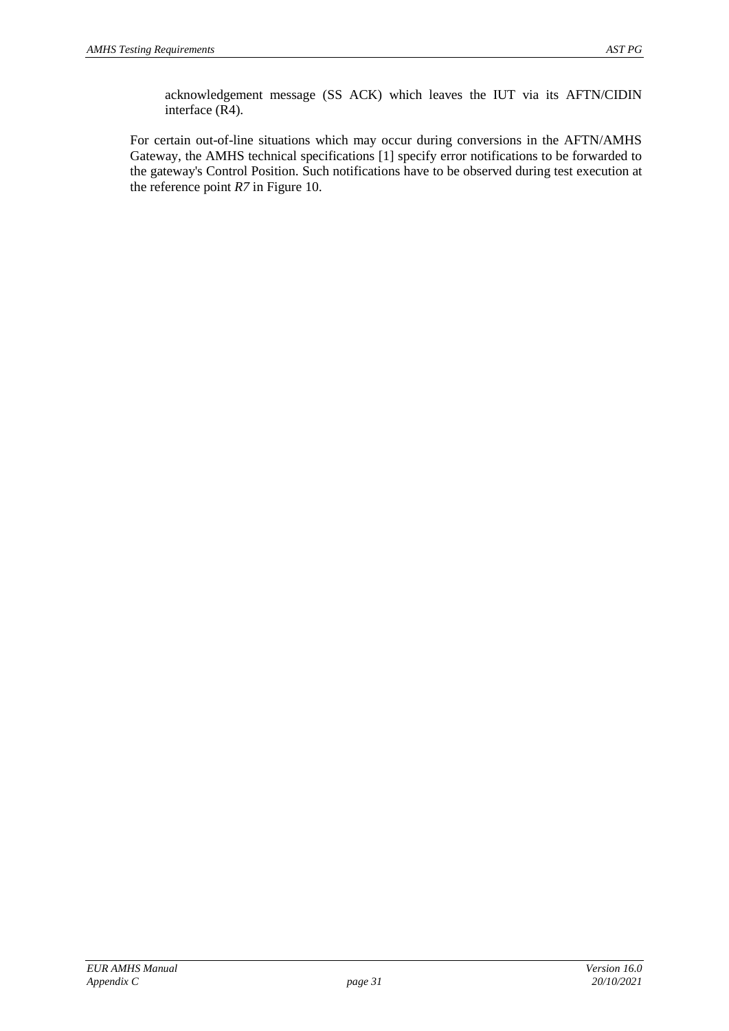acknowledgement message (SS ACK) which leaves the IUT via its AFTN/CIDIN interface (R4).

For certain out-of-line situations which may occur during conversions in the AFTN/AMHS Gateway, the AMHS technical specifications [1] specify error notifications to be forwarded to the gateway's Control Position. Such notifications have to be observed during test execution at the reference point *R7* in Figure 10.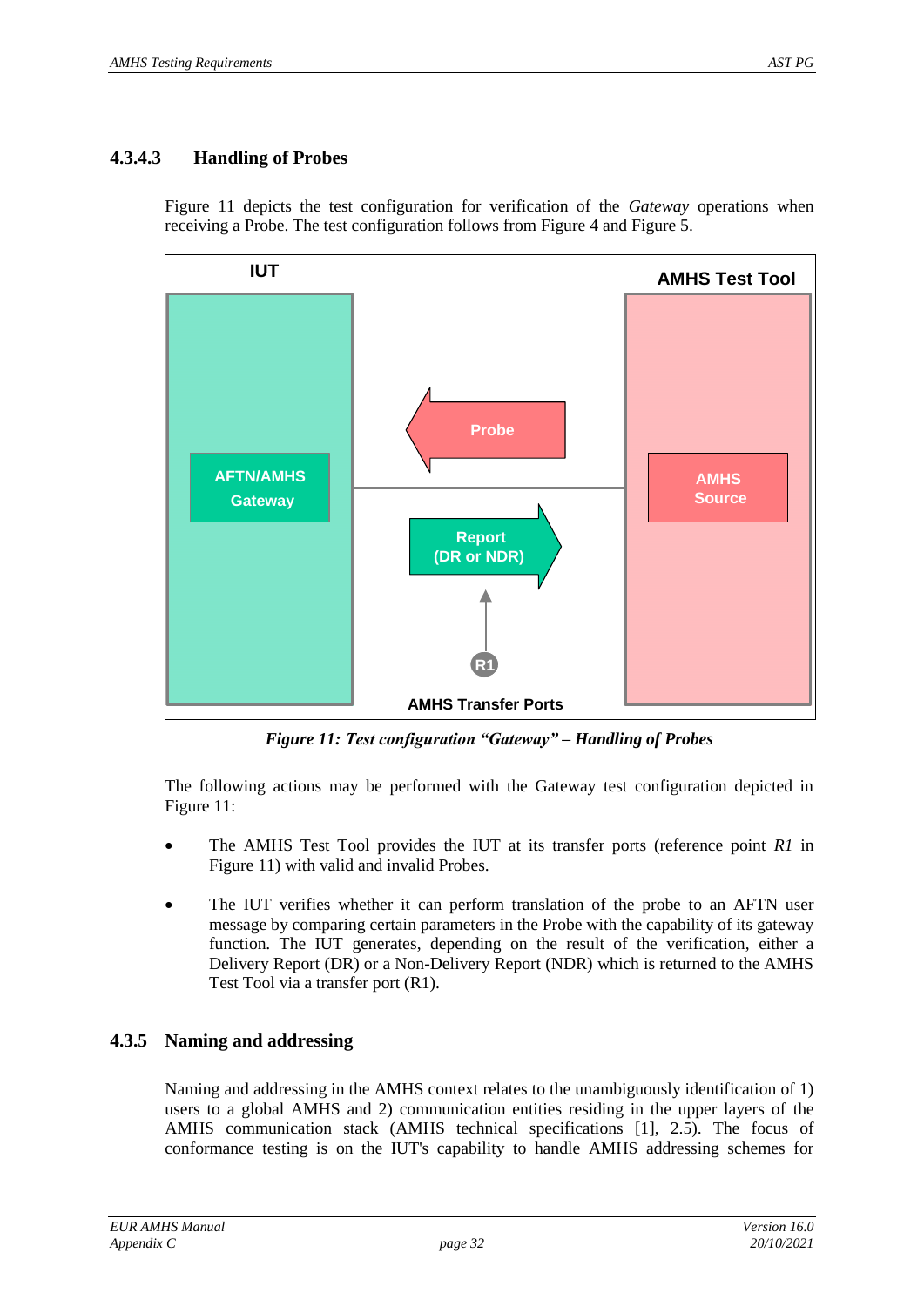#### 4.3.4.3 Handling of Probes

Figure 11 depicts the test configuration for verification of the *Gateway* operations when receiving a Probe. The test configuration follows from Figure 4 and Figure 5.

*Figure 11: Test configuration "Gateway" – Handling of Probes*

The following actions may be performed with the Gateway test configuration depicted in Figure 11:

- The AMHS Test Tool provides the IUT at its transfer ports (reference point *R1* in Figure 11) with valid and invalid Probes.
- The IUT verifies whether it can perform translation of the probe to an AFTN user message by comparing certain parameters in the Probe with the capability of its gateway function. The IUT generates, depending on the result of the verification, either a Delivery Report (DR) or a Non-Delivery Report (NDR) which is returned to the AMHS Test Tool via a transfer port (R1).

### 4.3.5 Naming and addressing

Naming and addressing in the AMHS context relates to the unambiguously identification of 1) users to a global AMHS and 2) communication entities residing in the upper layers of the AMHS communication stack (AMHS technical specifications [1], 2.5). The focus of conformance testing is on the IUT's capability to handle AMHS addressing schemes for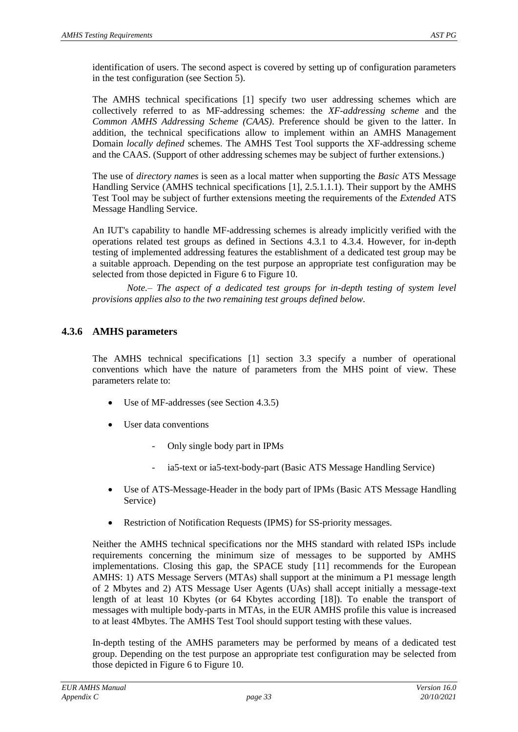identification of users. The second aspect is covered by setting up of configuration parameters in the test configuration (see Section 5).

The AMHS technical specifications [1] specify two user addressing schemes which are collectively referred to as MF-addressing schemes: the *XF-addressing scheme* and the *Common AMHS Addressing Scheme (CAAS)*. Preference should be given to the latter. In addition, the technical specifications allow to implement within an AMHS Management Domain *locally defined* schemes. The AMHS Test Tool supports the XF-addressing scheme and the CAAS. (Support of other addressing schemes may be subject of further extensions.)

The use of *directory names* is seen as a local matter when supporting the *Basic* ATS Message Handling Service (AMHS technical specifications [1], 2.5.1.1.1). Their support by the AMHS Test Tool may be subject of further extensions meeting the requirements of the *Extended* ATS Message Handling Service.

An IUT's capability to handle MF-addressing schemes is already implicitly verified with the operations related test groups as defined in Sections 4.3.1 to 4.3.4. However, for in-depth testing of implemented addressing features the establishment of a dedicated test group may be a suitable approach. Depending on the test purpose an appropriate test configuration may be selected from those depicted in Figure 6 to Figure 10.

*Note.– The aspect of a dedicated test groups for in-depth testing of system level provisions applies also to the two remaining test groups defined below.*

### 4.3.6 AMHS parameters

The AMHS technical specifications [1] section 3.3 specify a number of operational conventions which have the nature of parameters from the MHS point of view. These parameters relate to:

- Use of MF-addresses (see Section 4.3.5)
- User data conventions
  - Only single body part in IPMs
  - ia5-text or ia5-text-body-part (Basic ATS Message Handling Service)
- Use of ATS-Message-Header in the body part of IPMs (Basic ATS Message Handling Service)
- Restriction of Notification Requests (IPMS) for SS-priority messages.

Neither the AMHS technical specifications nor the MHS standard with related ISPs include requirements concerning the minimum size of messages to be supported by AMHS implementations. Closing this gap, the SPACE study [11] recommends for the European AMHS: 1) ATS Message Servers (MTAs) shall support at the minimum a P1 message length of 2 Mbytes and 2) ATS Message User Agents (UAs) shall accept initially a message-text length of at least 10 Kbytes (or 64 Kbytes according [18]). To enable the transport of messages with multiple body-parts in MTAs, in the EUR AMHS profile this value is increased to at least 4Mbytes. The AMHS Test Tool should support testing with these values.

In-depth testing of the AMHS parameters may be performed by means of a dedicated test group. Depending on the test purpose an appropriate test configuration may be selected from those depicted in Figure 6 to Figure 10.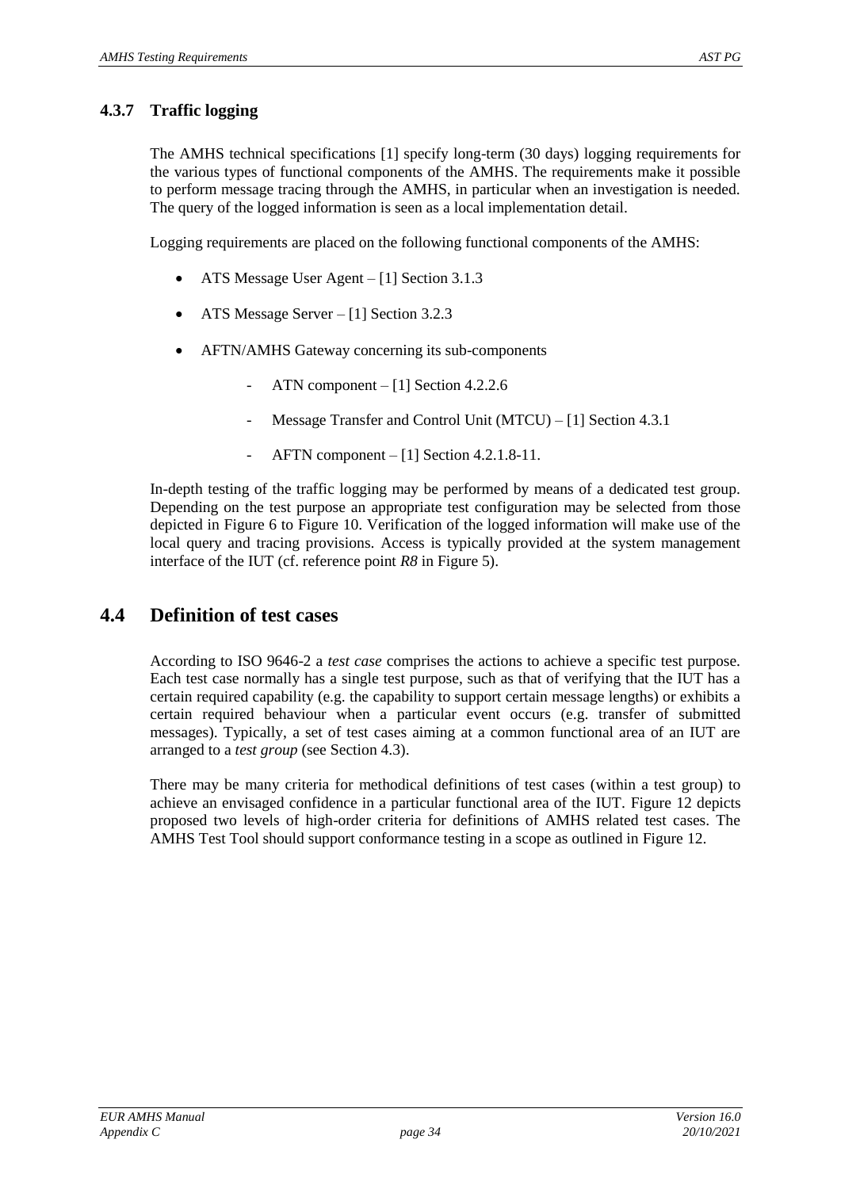### 4.3.7 Traffic logging

The AMHS technical specifications [1] specify long-term (30 days) logging requirements for the various types of functional components of the AMHS. The requirements make it possible to perform message tracing through the AMHS, in particular when an investigation is needed. The query of the logged information is seen as a local implementation detail.

Logging requirements are placed on the following functional components of the AMHS:

- ATS Message User Agent – [1] Section 3.1.3
- ATS Message Server – [1] Section 3.2.3
- AFTN/AMHS Gateway concerning its sub-components
  - ATN component – [1] Section 4.2.2.6
  - Message Transfer and Control Unit (MTCU) – [1] Section 4.3.1
  - AFTN component – [1] Section 4.2.1.8-11.

In-depth testing of the traffic logging may be performed by means of a dedicated test group. Depending on the test purpose an appropriate test configuration may be selected from those depicted in Figure 6 to Figure 10. Verification of the logged information will make use of the local query and tracing provisions. Access is typically provided at the system management interface of the IUT (cf. reference point *R8* in Figure 5).

## 4.4 Definition of test cases

According to ISO 9646-2 a *test case* comprises the actions to achieve a specific test purpose. Each test case normally has a single test purpose, such as that of verifying that the IUT has a certain required capability (e.g. the capability to support certain message lengths) or exhibits a certain required behaviour when a particular event occurs (e.g. transfer of submitted messages). Typically, a set of test cases aiming at a common functional area of an IUT are arranged to a *test group* (see Section 4.3).

There may be many criteria for methodical definitions of test cases (within a test group) to achieve an envisaged confidence in a particular functional area of the IUT. Figure 12 depicts proposed two levels of high-order criteria for definitions of AMHS related test cases. The AMHS Test Tool should support conformance testing in a scope as outlined in Figure 12.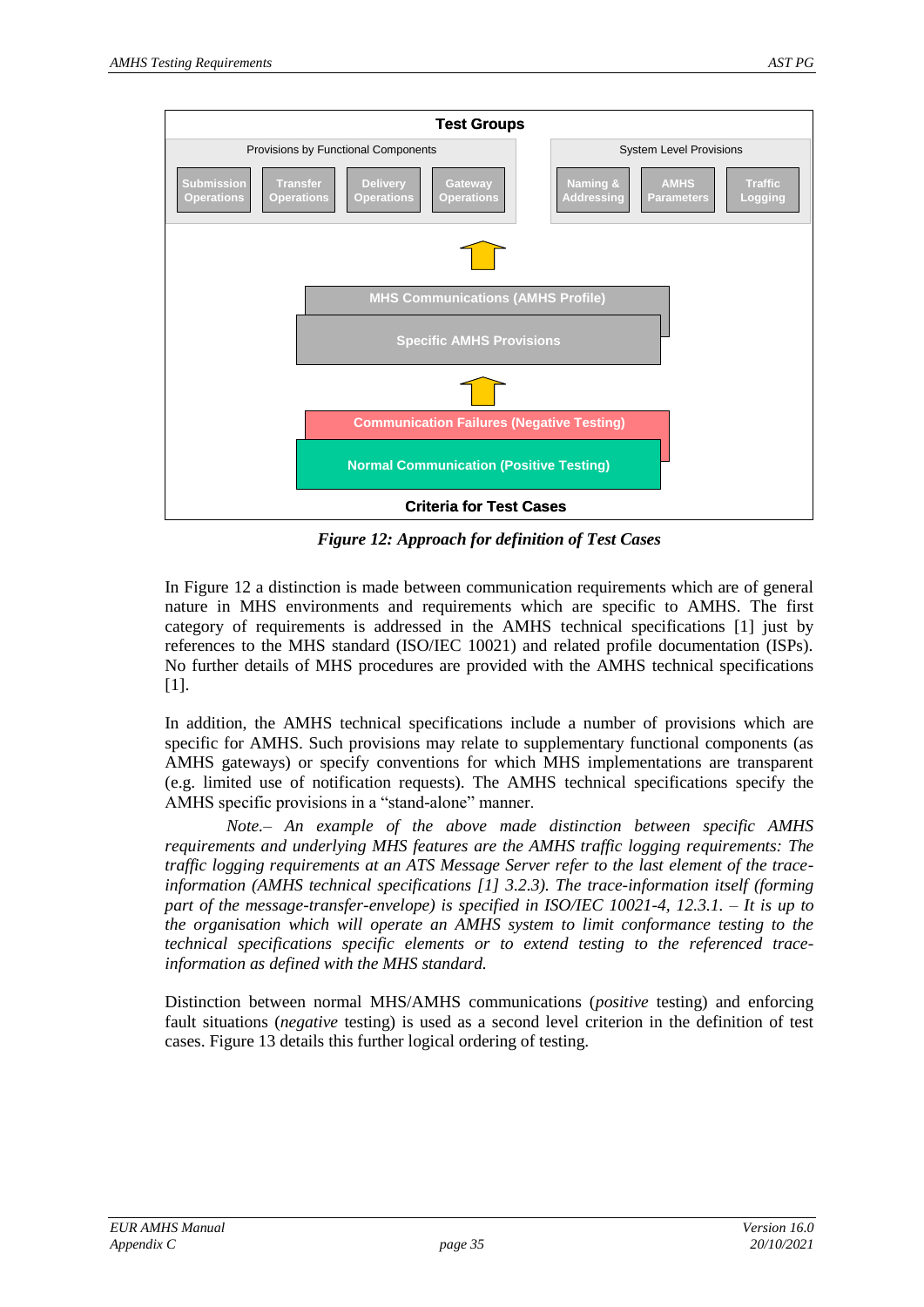Test Groups

Provisions by Functional Components: Submission Operations | Transfer Operations | Delivery Operations | Gateway Operations

System Level Provisions: Naming & Addressing | AMHS Parameters | Traffic Logging

MHS Communications (AMHS Profile)

Specific AMHS Provisions

Communication Failures (Negative Testing)

Normal Communication (Positive Testing)

Criteria for Test Cases

*Figure 12: Approach for definition of Test Cases*

In Figure 12 a distinction is made between communication requirements which are of general nature in MHS environments and requirements which are specific to AMHS. The first category of requirements is addressed in the AMHS technical specifications [1] just by references to the MHS standard (ISO/IEC 10021) and related profile documentation (ISPs). No further details of MHS procedures are provided with the AMHS technical specifications [1].

In addition, the AMHS technical specifications include a number of provisions which are specific for AMHS. Such provisions may relate to supplementary functional components (as AMHS gateways) or specify conventions for which MHS implementations are transparent (e.g. limited use of notification requests). The AMHS technical specifications specify the AMHS specific provisions in a "stand-alone" manner.

*Note.– An example of the above made distinction between specific AMHS requirements and underlying MHS features are the AMHS traffic logging requirements: The traffic logging requirements at an ATS Message Server refer to the last element of the trace-information (AMHS technical specifications [1] 3.2.3). The trace-information itself (forming part of the message-transfer-envelope) is specified in ISO/IEC 10021-4, 12.3.1. – It is up to the organisation which will operate an AMHS system to limit conformance testing to the technical specifications specific elements or to extend testing to the referenced trace-information as defined with the MHS standard.*

Distinction between normal MHS/AMHS communications (*positive* testing) and enforcing fault situations (*negative* testing) is used as a second level criterion in the definition of test cases. Figure 13 details this further logical ordering of testing.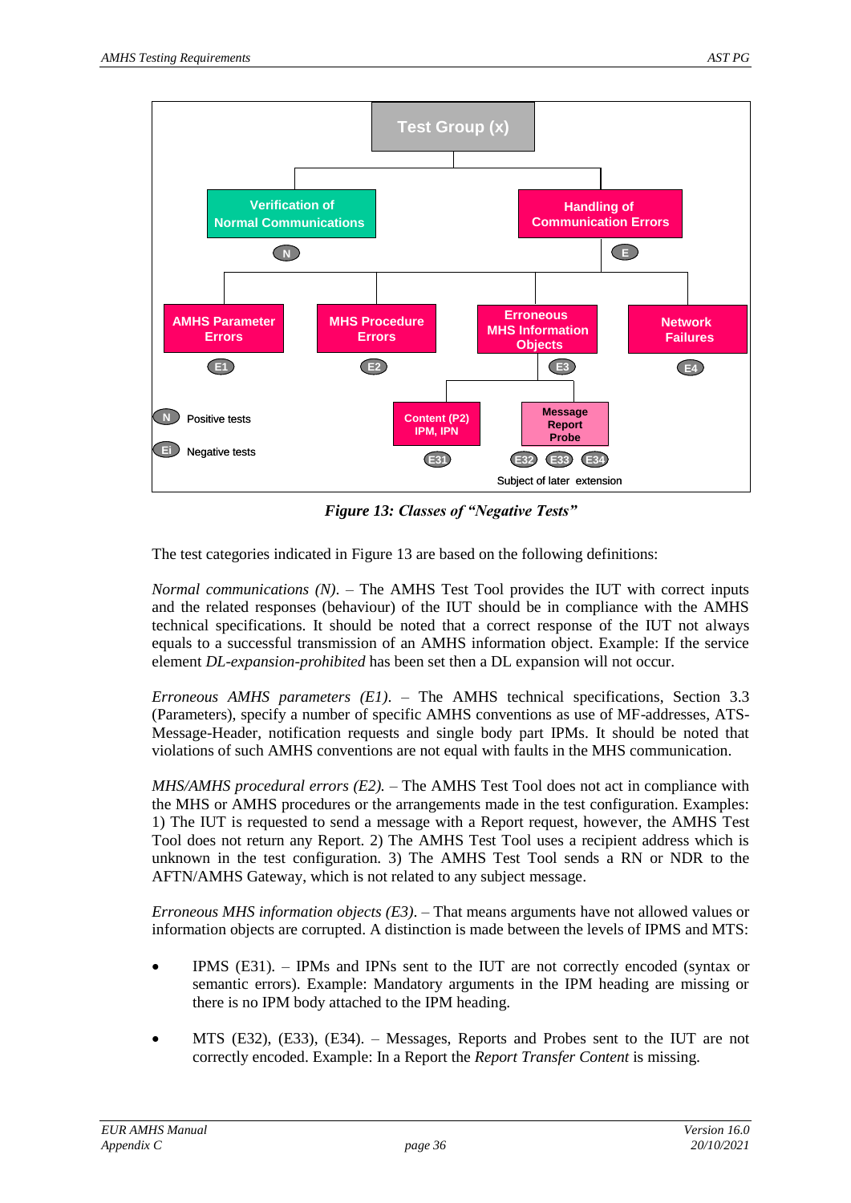*Figure 13: Classes of "Negative Tests"*

The test categories indicated in Figure 13 are based on the following definitions:

*Normal communications (N)*. – The AMHS Test Tool provides the IUT with correct inputs and the related responses (behaviour) of the IUT should be in compliance with the AMHS technical specifications. It should be noted that a correct response of the IUT not always equals to a successful transmission of an AMHS information object. Example: If the service element *DL-expansion-prohibited* has been set then a DL expansion will not occur.

*Erroneous AMHS parameters (E1)*. – The AMHS technical specifications, Section 3.3 (Parameters), specify a number of specific AMHS conventions as use of MF-addresses, ATS-Message-Header, notification requests and single body part IPMs. It should be noted that violations of such AMHS conventions are not equal with faults in the MHS communication.

*MHS/AMHS procedural errors (E2).* – The AMHS Test Tool does not act in compliance with the MHS or AMHS procedures or the arrangements made in the test configuration. Examples: 1) The IUT is requested to send a message with a Report request, however, the AMHS Test Tool does not return any Report. 2) The AMHS Test Tool uses a recipient address which is unknown in the test configuration. 3) The AMHS Test Tool sends a RN or NDR to the AFTN/AMHS Gateway, which is not related to any subject message.

*Erroneous MHS information objects (E3)*. – That means arguments have not allowed values or information objects are corrupted. A distinction is made between the levels of IPMS and MTS:

- IPMS (E31). – IPMs and IPNs sent to the IUT are not correctly encoded (syntax or semantic errors). Example: Mandatory arguments in the IPM heading are missing or there is no IPM body attached to the IPM heading.

- MTS (E32), (E33), (E34). – Messages, Reports and Probes sent to the IUT are not correctly encoded. Example: In a Report the *Report Transfer Content* is missing.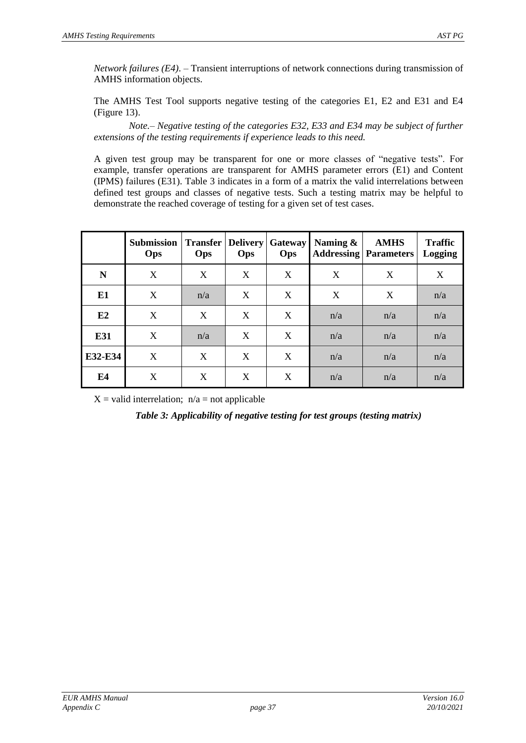*Network failures (E4)*. – Transient interruptions of network connections during transmission of AMHS information objects.

The AMHS Test Tool supports negative testing of the categories E1, E2 and E31 and E4 (Figure 13).

*Note.– Negative testing of the categories E32, E33 and E34 may be subject of further extensions of the testing requirements if experience leads to this need.*

A given test group may be transparent for one or more classes of "negative tests". For example, transfer operations are transparent for AMHS parameter errors (E1) and Content (IPMS) failures (E31). Table 3 indicates in a form of a matrix the valid interrelations between defined test groups and classes of negative tests. Such a testing matrix may be helpful to demonstrate the reached coverage of testing for a given set of test cases.

| | **Submission Ops** | **Transfer Ops** | **Delivery Ops** | **Gateway Ops** | **Naming & Addressing** | **AMHS Parameters** | **Traffic Logging** |
|---|---|---|---|---|---|---|---|
| **N** | X | X | X | X | X | X | X |
| **E1** | X | n/a | X | X | X | X | n/a |
| **E2** | X | X | X | X | n/a | n/a | n/a |
| **E31** | X | n/a | X | X | n/a | n/a | n/a |
| **E32-E34** | X | X | X | X | n/a | n/a | n/a |
| **E4** | X | X | X | X | n/a | n/a | n/a |

X = valid interrelation; n/a = not applicable

*Table 3: Applicability of negative testing for test groups (testing matrix)*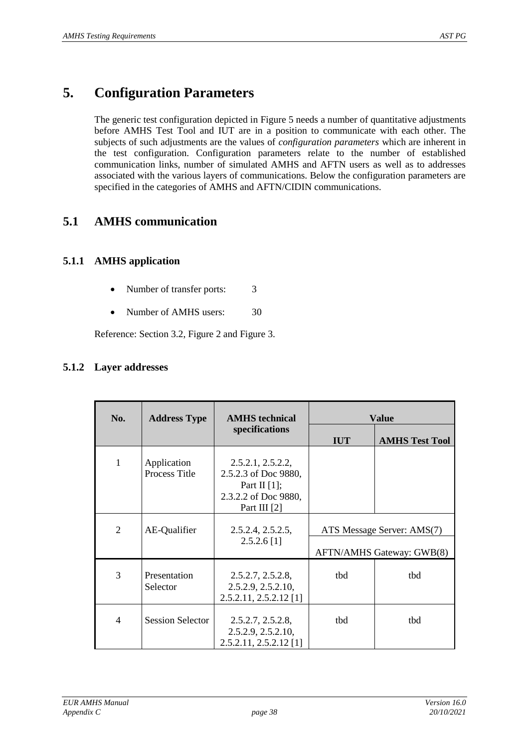# 5. Configuration Parameters

The generic test configuration depicted in Figure 5 needs a number of quantitative adjustments before AMHS Test Tool and IUT are in a position to communicate with each other. The subjects of such adjustments are the values of *configuration parameters* which are inherent in the test configuration. Configuration parameters relate to the number of established communication links, number of simulated AMHS and AFTN users as well as to addresses associated with the various layers of communications. Below the configuration parameters are specified in the categories of AMHS and AFTN/CIDIN communications.

## 5.1 AMHS communication

### 5.1.1 AMHS application

- Number of transfer ports: 3
- Number of AMHS users: 30

Reference: Section 3.2, Figure 2 and Figure 3.

### 5.1.2 Layer addresses

| No. | Address Type | AMHS technical specifications | Value | |
|---|---|---|---|---|
| | | | IUT | AMHS Test Tool |
| 1 | Application Process Title | 2.5.2.1, 2.5.2.2, 2.5.2.3 of Doc 9880, Part II [1]; 2.3.2.2 of Doc 9880, Part III [2] | | |
| 2 | AE-Qualifier | 2.5.2.4, 2.5.2.5, 2.5.2.6 [1] | ATS Message Server: AMS(7) | |
| | | | AFTN/AMHS Gateway: GWB(8) | |
| 3 | Presentation Selector | 2.5.2.7, 2.5.2.8, 2.5.2.9, 2.5.2.10, 2.5.2.11, 2.5.2.12 [1] | tbd | tbd |
| 4 | Session Selector | 2.5.2.7, 2.5.2.8, 2.5.2.9, 2.5.2.10, 2.5.2.11, 2.5.2.12 [1] | tbd | tbd |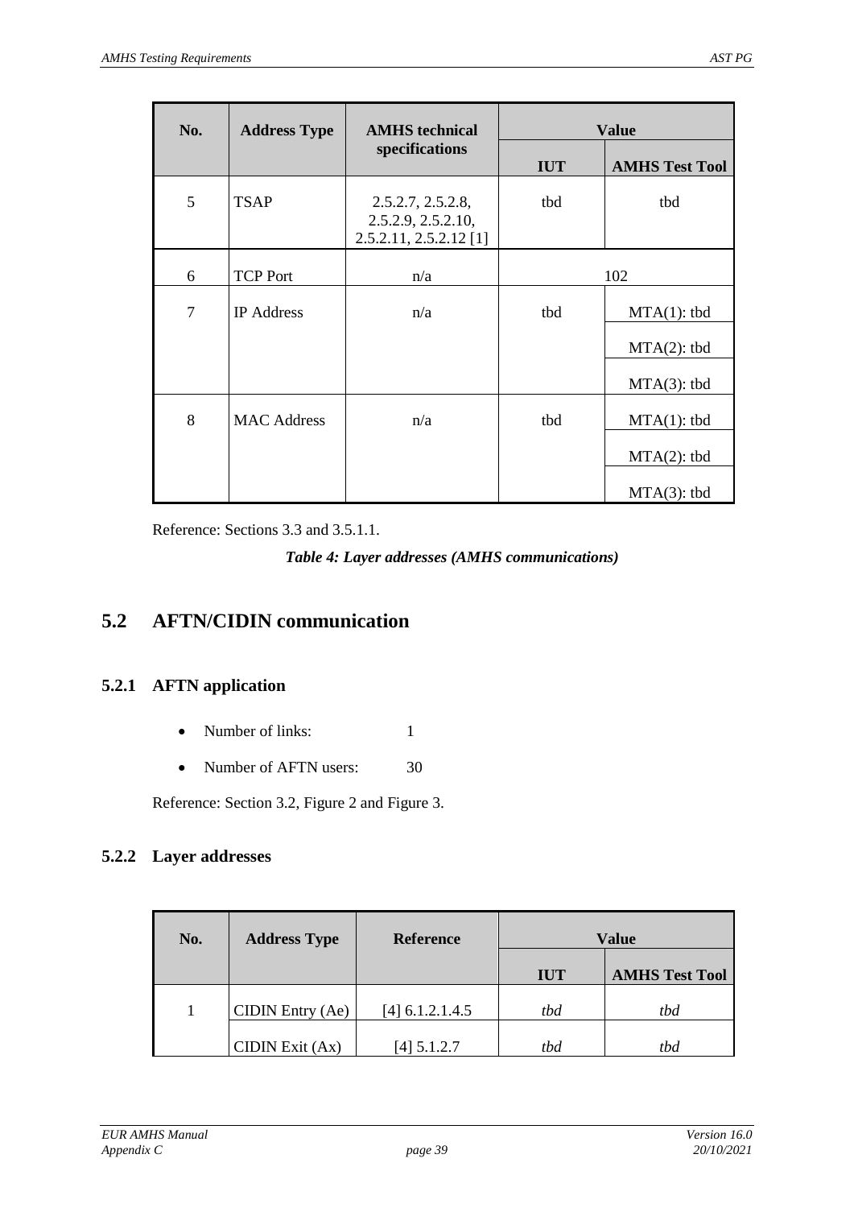| No. | Address Type | AMHS technical specifications | Value | |
|---|---|---|---|---|
| | | | IUT | AMHS Test Tool |
| 5 | TSAP | 2.5.2.7, 2.5.2.8, 2.5.2.9, 2.5.2.10, 2.5.2.11, 2.5.2.12 [1] | tbd | tbd |
| 6 | TCP Port | n/a | 102 | |
| 7 | IP Address | n/a | tbd | MTA(1): tbd |
| | | | | MTA(2): tbd |
| | | | | MTA(3): tbd |
| 8 | MAC Address | n/a | tbd | MTA(1): tbd |
| | | | | MTA(2): tbd |
| | | | | MTA(3): tbd |

Reference: Sections 3.3 and 3.5.1.1.

*Table 4: Layer addresses (AMHS communications)*

## 5.2 AFTN/CIDIN communication

### 5.2.1 AFTN application

- Number of links: 1
- Number of AFTN users: 30

Reference: Section 3.2, Figure 2 and Figure 3.

### 5.2.2 Layer addresses

| No. | Address Type | Reference | Value | |
|---|---|---|---|---|
| | | | IUT | AMHS Test Tool |
| 1 | CIDIN Entry (Ae) | [4] 6.1.2.1.4.5 | *tbd* | *tbd* |
| | CIDIN Exit (Ax) | [4] 5.1.2.7 | *tbd* | *tbd* |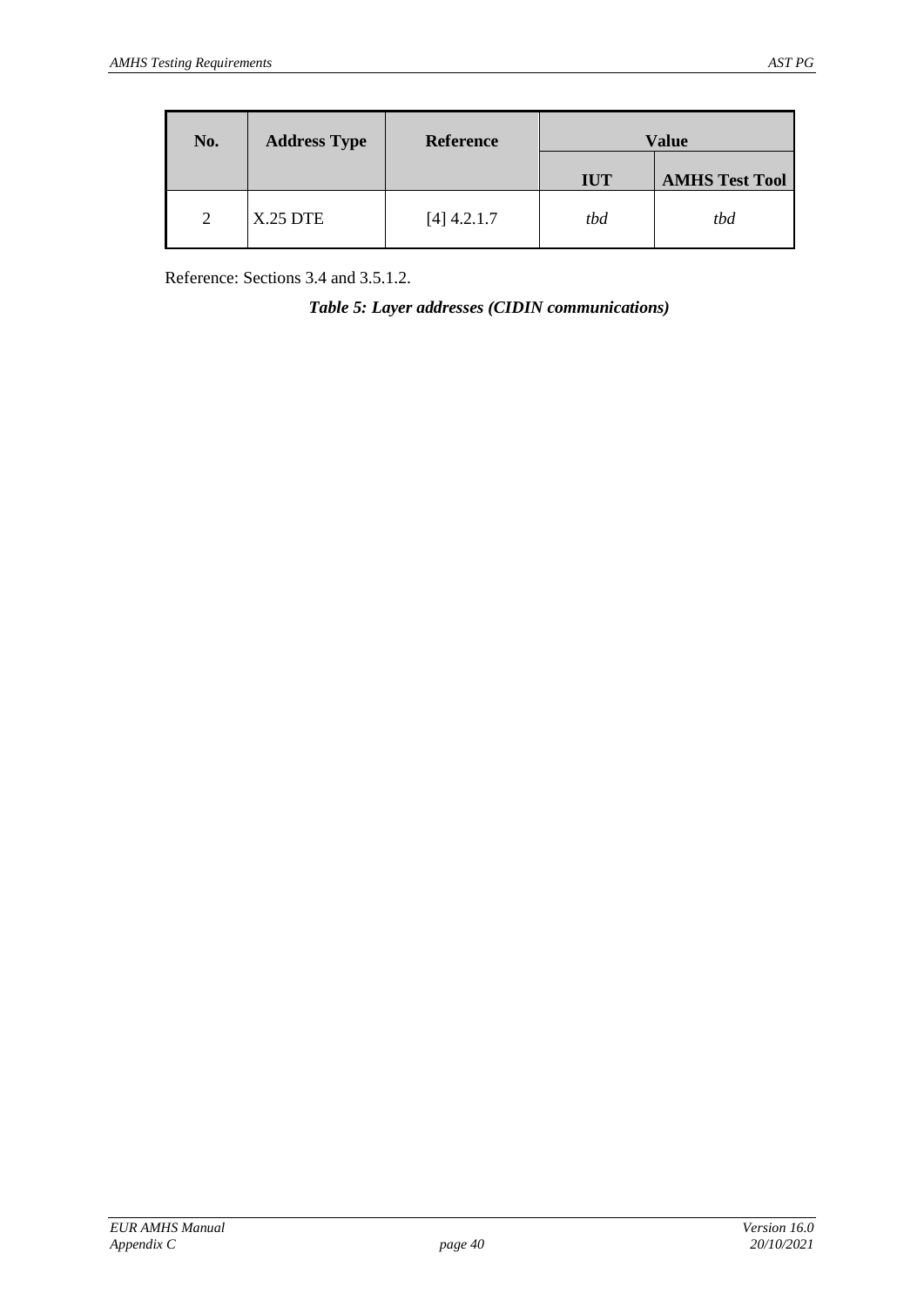| No. | Address Type | Reference | Value | |
|---|---|---|---|---|
| | | | IUT | AMHS Test Tool |
| 2 | X.25 DTE | [4] 4.2.1.7 | *tbd* | *tbd* |

Reference: Sections 3.4 and 3.5.1.2.

***Table 5: Layer addresses (CIDIN communications)***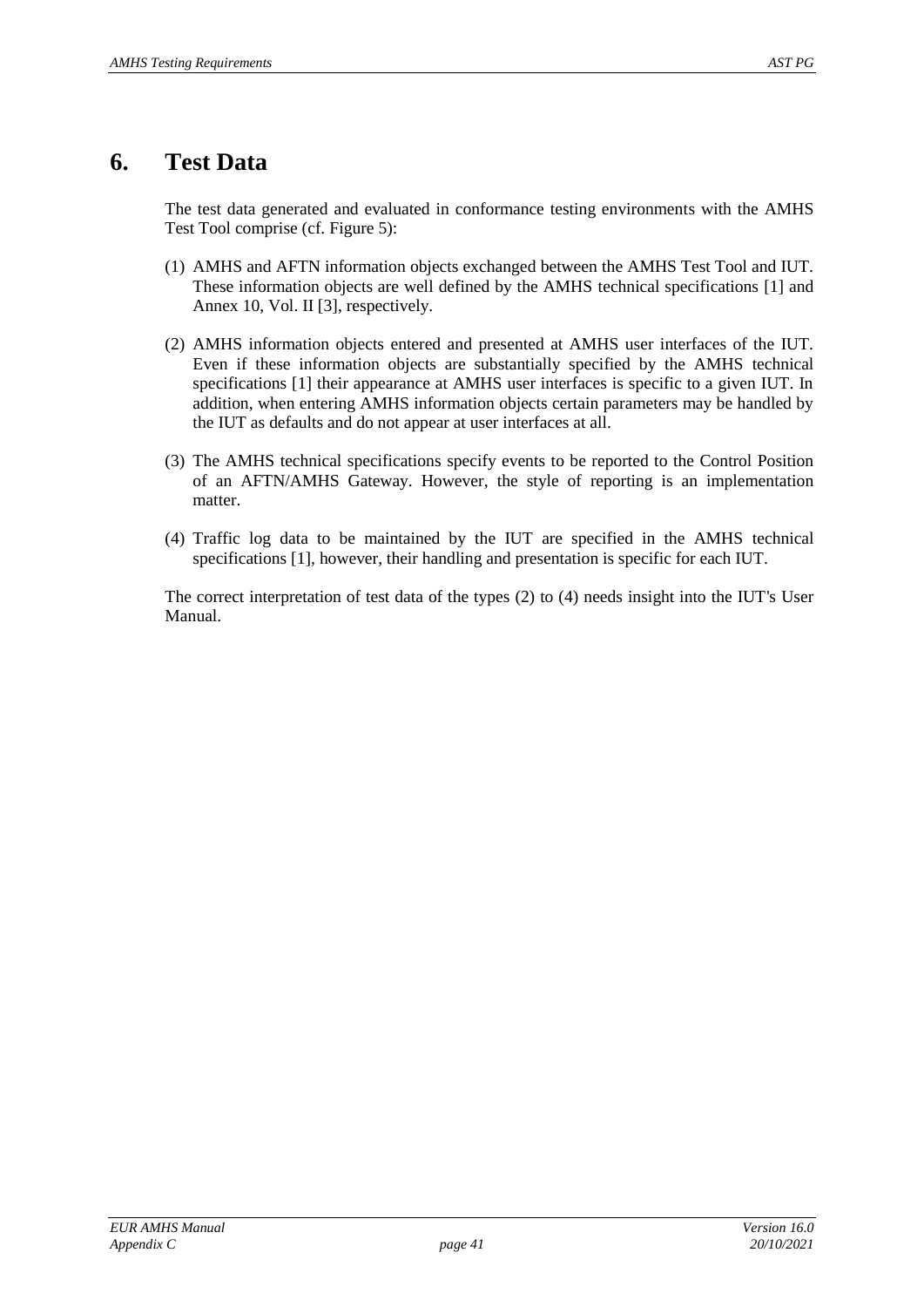# 6. Test Data

The test data generated and evaluated in conformance testing environments with the AMHS Test Tool comprise (cf. Figure 5):

(1) AMHS and AFTN information objects exchanged between the AMHS Test Tool and IUT. These information objects are well defined by the AMHS technical specifications [1] and Annex 10, Vol. II [3], respectively.

(2) AMHS information objects entered and presented at AMHS user interfaces of the IUT. Even if these information objects are substantially specified by the AMHS technical specifications [1] their appearance at AMHS user interfaces is specific to a given IUT. In addition, when entering AMHS information objects certain parameters may be handled by the IUT as defaults and do not appear at user interfaces at all.

(3) The AMHS technical specifications specify events to be reported to the Control Position of an AFTN/AMHS Gateway. However, the style of reporting is an implementation matter.

(4) Traffic log data to be maintained by the IUT are specified in the AMHS technical specifications [1], however, their handling and presentation is specific for each IUT.

The correct interpretation of test data of the types (2) to (4) needs insight into the IUT's User Manual.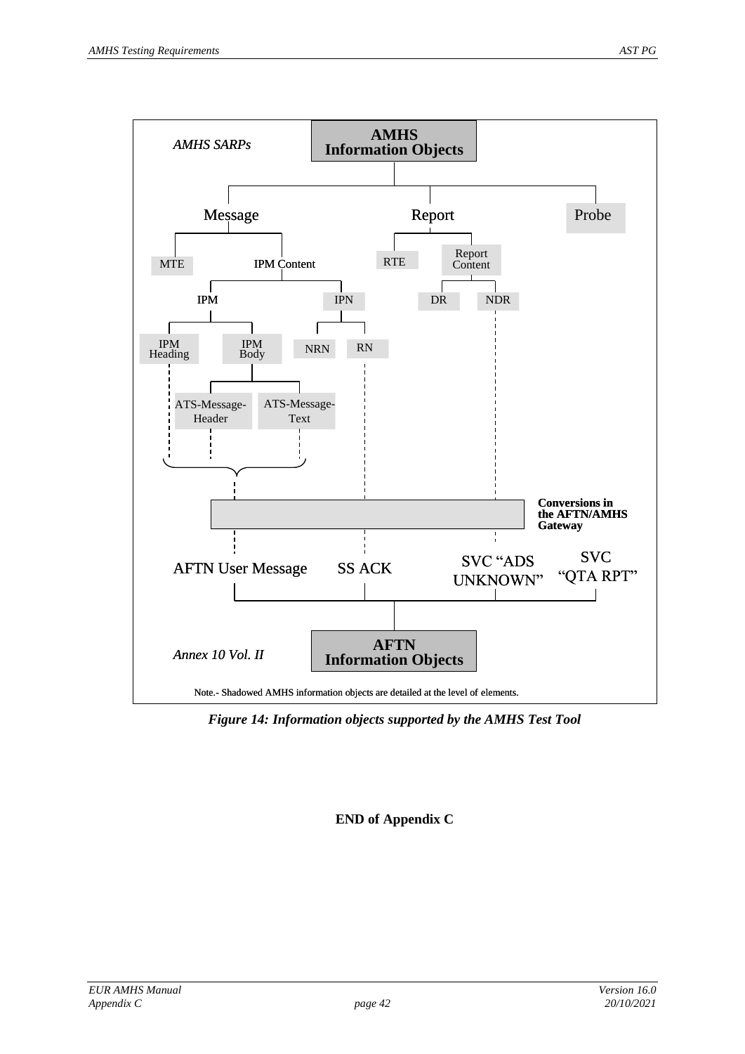AMHS SARPs

AMHS Information Objects

Message

Report

Probe

MTE

IPM Content

RTE

Report Content

IPM

IPN

DR

NDR

IPM Heading

IPM Body

NRN

RN

ATS-Message-Header

ATS-Message-Text

Conversions in the AFTN/AMHS Gateway

AFTN User Message

SS ACK

SVC "ADS UNKNOWN"

SVC "QTA RPT"

Annex 10 Vol. II

AFTN Information Objects

Note.- Shadowed AMHS information objects are detailed at the level of elements.

*Figure 14: Information objects supported by the AMHS Test Tool*

**END of Appendix C**